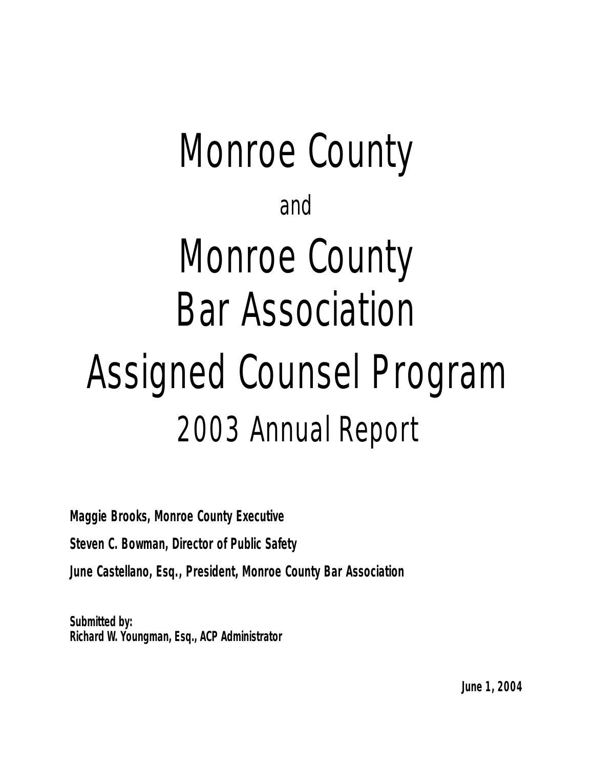# Monroe County

and

# Monroe County Bar Association Assigned Counsel Program

## 2003 Annual Report

**Maggie Brooks, Monroe County Executive**

**Steven C. Bowman, Director of Public Safety**

**June Castellano, Esq., President, Monroe County Bar Association**

**Submitted by:**
**Richard W. Youngman, Esq., ACP Administrator**

**June 1, 2004**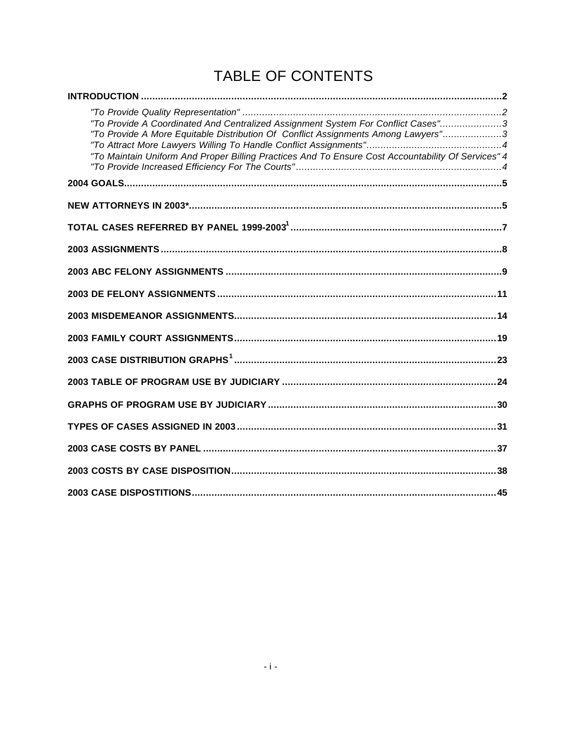# TABLE OF CONTENTS

**INTRODUCTION** ..... **2**

- *"To Provide Quality Representation"* ..... *2*
- *"To Provide A Coordinated And Centralized Assignment System For Conflict Cases"* ..... *3*
- *"To Provide A More Equitable Distribution Of Conflict Assignments Among Lawyers"* ..... *3*
- *"To Attract More Lawyers Willing To Handle Conflict Assignments"* ..... *4*
- *"To Maintain Uniform And Proper Billing Practices And To Ensure Cost Accountability Of Services"* *4*
- *"To Provide Increased Efficiency For The Courts"* ..... *4*

**2004 GOALS** ..... **5**

**NEW ATTORNEYS IN 2003*** ..... **5**

**TOTAL CASES REFERRED BY PANEL 1999-2003[1]** ..... **7**

**2003 ASSIGNMENTS** ..... **8**

**2003 ABC FELONY ASSIGNMENTS** ..... **9**

**2003 DE FELONY ASSIGNMENTS** ..... **11**

**2003 MISDEMEANOR ASSIGNMENTS** ..... **14**

**2003 FAMILY COURT ASSIGNMENTS** ..... **19**

**2003 CASE DISTRIBUTION GRAPHS[1]** ..... **23**

**2003 TABLE OF PROGRAM USE BY JUDICIARY** ..... **24**

**GRAPHS OF PROGRAM USE BY JUDICIARY** ..... **30**

**TYPES OF CASES ASSIGNED IN 2003** ..... **31**

**2003 CASE COSTS BY PANEL** ..... **37**

**2003 COSTS BY CASE DISPOSITION** ..... **38**

**2003 CASE DISPOSTITIONS** ..... **45**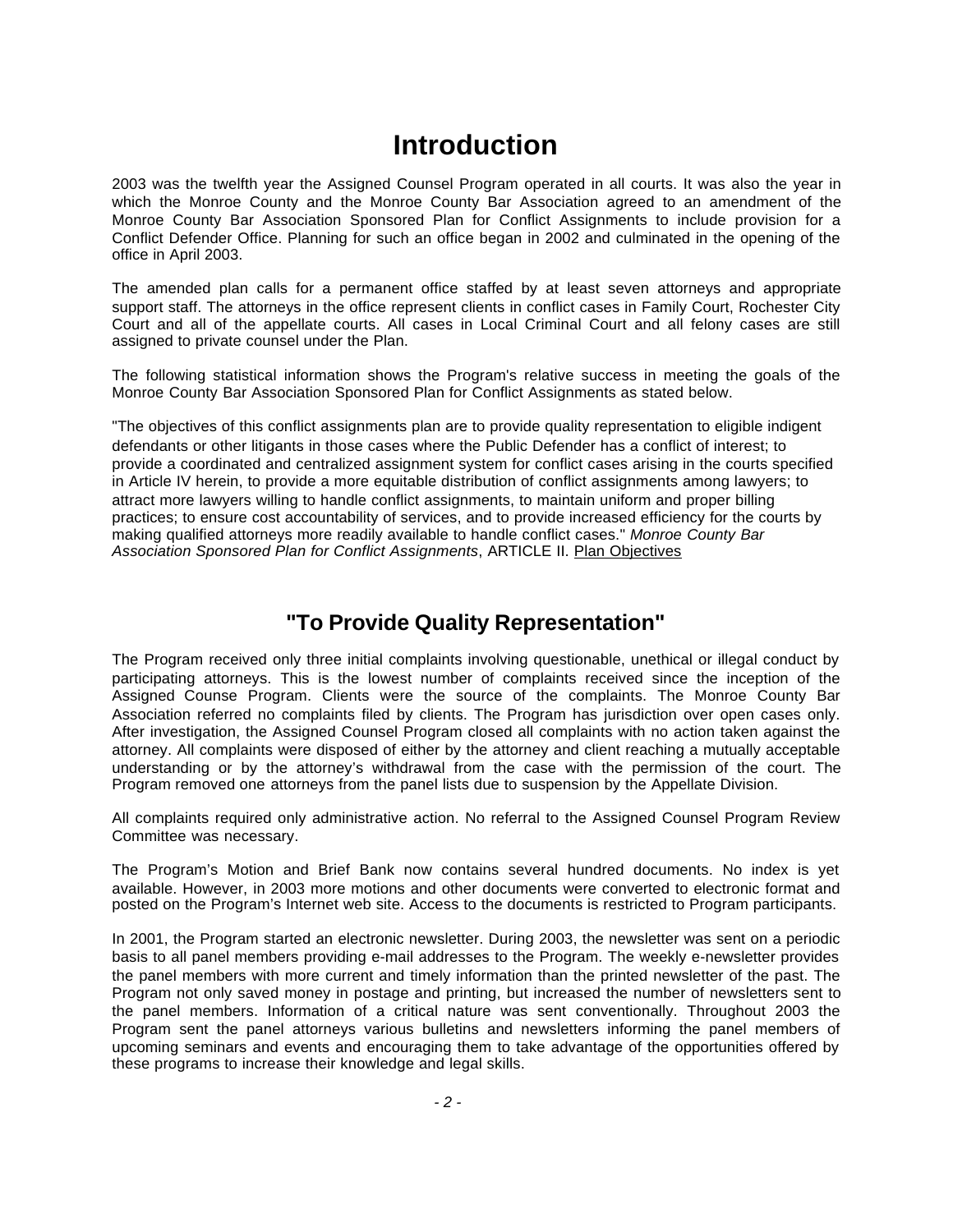# Introduction

2003 was the twelfth year the Assigned Counsel Program operated in all courts. It was also the year in which the Monroe County and the Monroe County Bar Association agreed to an amendment of the Monroe County Bar Association Sponsored Plan for Conflict Assignments to include provision for a Conflict Defender Office. Planning for such an office began in 2002 and culminated in the opening of the office in April 2003.

The amended plan calls for a permanent office staffed by at least seven attorneys and appropriate support staff. The attorneys in the office represent clients in conflict cases in Family Court, Rochester City Court and all of the appellate courts. All cases in Local Criminal Court and all felony cases are still assigned to private counsel under the Plan.

The following statistical information shows the Program's relative success in meeting the goals of the Monroe County Bar Association Sponsored Plan for Conflict Assignments as stated below.

"The objectives of this conflict assignments plan are to provide quality representation to eligible indigent defendants or other litigants in those cases where the Public Defender has a conflict of interest; to provide a coordinated and centralized assignment system for conflict cases arising in the courts specified in Article IV herein, to provide a more equitable distribution of conflict assignments among lawyers; to attract more lawyers willing to handle conflict assignments, to maintain uniform and proper billing practices; to ensure cost accountability of services, and to provide increased efficiency for the courts by making qualified attorneys more readily available to handle conflict cases." *Monroe County Bar Association Sponsored Plan for Conflict Assignments*, ARTICLE II. Plan Objectives

## "To Provide Quality Representation"

The Program received only three initial complaints involving questionable, unethical or illegal conduct by participating attorneys. This is the lowest number of complaints received since the inception of the Assigned Counse Program. Clients were the source of the complaints. The Monroe County Bar Association referred no complaints filed by clients. The Program has jurisdiction over open cases only. After investigation, the Assigned Counsel Program closed all complaints with no action taken against the attorney. All complaints were disposed of either by the attorney and client reaching a mutually acceptable understanding or by the attorney's withdrawal from the case with the permission of the court. The Program removed one attorneys from the panel lists due to suspension by the Appellate Division.

All complaints required only administrative action. No referral to the Assigned Counsel Program Review Committee was necessary.

The Program's Motion and Brief Bank now contains several hundred documents. No index is yet available. However, in 2003 more motions and other documents were converted to electronic format and posted on the Program's Internet web site. Access to the documents is restricted to Program participants.

In 2001, the Program started an electronic newsletter. During 2003, the newsletter was sent on a periodic basis to all panel members providing e-mail addresses to the Program. The weekly e-newsletter provides the panel members with more current and timely information than the printed newsletter of the past. The Program not only saved money in postage and printing, but increased the number of newsletters sent to the panel members. Information of a critical nature was sent conventionally. Throughout 2003 the Program sent the panel attorneys various bulletins and newsletters informing the panel members of upcoming seminars and events and encouraging them to take advantage of the opportunities offered by these programs to increase their knowledge and legal skills.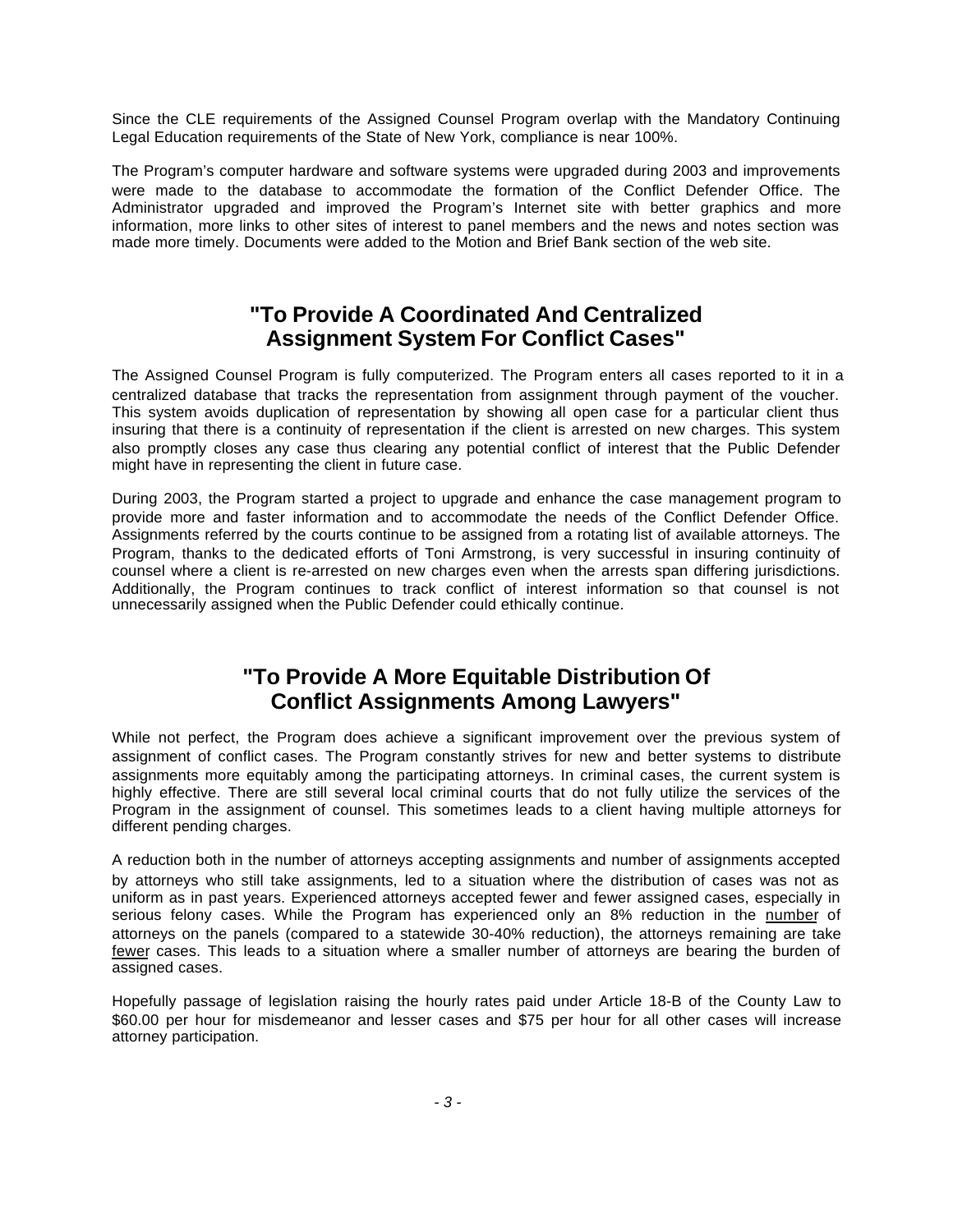Since the CLE requirements of the Assigned Counsel Program overlap with the Mandatory Continuing Legal Education requirements of the State of New York, compliance is near 100%.

The Program's computer hardware and software systems were upgraded during 2003 and improvements were made to the database to accommodate the formation of the Conflict Defender Office. The Administrator upgraded and improved the Program's Internet site with better graphics and more information, more links to other sites of interest to panel members and the news and notes section was made more timely. Documents were added to the Motion and Brief Bank section of the web site.

## "To Provide A Coordinated And Centralized Assignment System For Conflict Cases"

The Assigned Counsel Program is fully computerized. The Program enters all cases reported to it in a centralized database that tracks the representation from assignment through payment of the voucher. This system avoids duplication of representation by showing all open case for a particular client thus insuring that there is a continuity of representation if the client is arrested on new charges. This system also promptly closes any case thus clearing any potential conflict of interest that the Public Defender might have in representing the client in future case.

During 2003, the Program started a project to upgrade and enhance the case management program to provide more and faster information and to accommodate the needs of the Conflict Defender Office. Assignments referred by the courts continue to be assigned from a rotating list of available attorneys. The Program, thanks to the dedicated efforts of Toni Armstrong, is very successful in insuring continuity of counsel where a client is re-arrested on new charges even when the arrests span differing jurisdictions. Additionally, the Program continues to track conflict of interest information so that counsel is not unnecessarily assigned when the Public Defender could ethically continue.

## "To Provide A More Equitable Distribution Of Conflict Assignments Among Lawyers"

While not perfect, the Program does achieve a significant improvement over the previous system of assignment of conflict cases. The Program constantly strives for new and better systems to distribute assignments more equitably among the participating attorneys. In criminal cases, the current system is highly effective. There are still several local criminal courts that do not fully utilize the services of the Program in the assignment of counsel. This sometimes leads to a client having multiple attorneys for different pending charges.

A reduction both in the number of attorneys accepting assignments and number of assignments accepted by attorneys who still take assignments, led to a situation where the distribution of cases was not as uniform as in past years. Experienced attorneys accepted fewer and fewer assigned cases, especially in serious felony cases. While the Program has experienced only an 8% reduction in the <u>number</u> of attorneys on the panels (compared to a statewide 30-40% reduction), the attorneys remaining are take <u>fewer</u> cases. This leads to a situation where a smaller number of attorneys are bearing the burden of assigned cases.

Hopefully passage of legislation raising the hourly rates paid under Article 18-B of the County Law to $60.00 per hour for misdemeanor and lesser cases and $75 per hour for all other cases will increase attorney participation.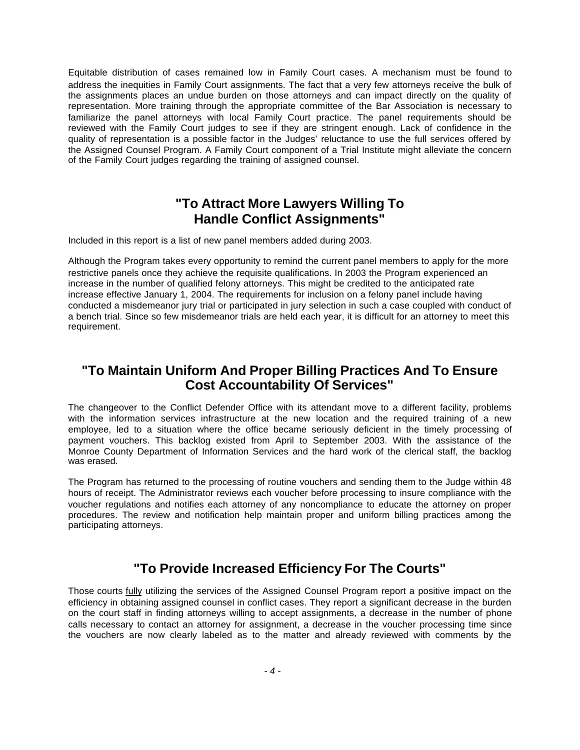Equitable distribution of cases remained low in Family Court cases. A mechanism must be found to address the inequities in Family Court assignments. The fact that a very few attorneys receive the bulk of the assignments places an undue burden on those attorneys and can impact directly on the quality of representation. More training through the appropriate committee of the Bar Association is necessary to familiarize the panel attorneys with local Family Court practice. The panel requirements should be reviewed with the Family Court judges to see if they are stringent enough. Lack of confidence in the quality of representation is a possible factor in the Judges' reluctance to use the full services offered by the Assigned Counsel Program. A Family Court component of a Trial Institute might alleviate the concern of the Family Court judges regarding the training of assigned counsel.

## "To Attract More Lawyers Willing To Handle Conflict Assignments"

Included in this report is a list of new panel members added during 2003.

Although the Program takes every opportunity to remind the current panel members to apply for the more restrictive panels once they achieve the requisite qualifications. In 2003 the Program experienced an increase in the number of qualified felony attorneys. This might be credited to the anticipated rate increase effective January 1, 2004. The requirements for inclusion on a felony panel include having conducted a misdemeanor jury trial or participated in jury selection in such a case coupled with conduct of a bench trial. Since so few misdemeanor trials are held each year, it is difficult for an attorney to meet this requirement.

## "To Maintain Uniform And Proper Billing Practices And To Ensure Cost Accountability Of Services"

The changeover to the Conflict Defender Office with its attendant move to a different facility, problems with the information services infrastructure at the new location and the required training of a new employee, led to a situation where the office became seriously deficient in the timely processing of payment vouchers. This backlog existed from April to September 2003. With the assistance of the Monroe County Department of Information Services and the hard work of the clerical staff, the backlog was erased.

The Program has returned to the processing of routine vouchers and sending them to the Judge within 48 hours of receipt. The Administrator reviews each voucher before processing to insure compliance with the voucher regulations and notifies each attorney of any noncompliance to educate the attorney on proper procedures. The review and notification help maintain proper and uniform billing practices among the participating attorneys.

## "To Provide Increased Efficiency For The Courts"

Those courts <u>fully</u> utilizing the services of the Assigned Counsel Program report a positive impact on the efficiency in obtaining assigned counsel in conflict cases. They report a significant decrease in the burden on the court staff in finding attorneys willing to accept assignments, a decrease in the number of phone calls necessary to contact an attorney for assignment, a decrease in the voucher processing time since the vouchers are now clearly labeled as to the matter and already reviewed with comments by the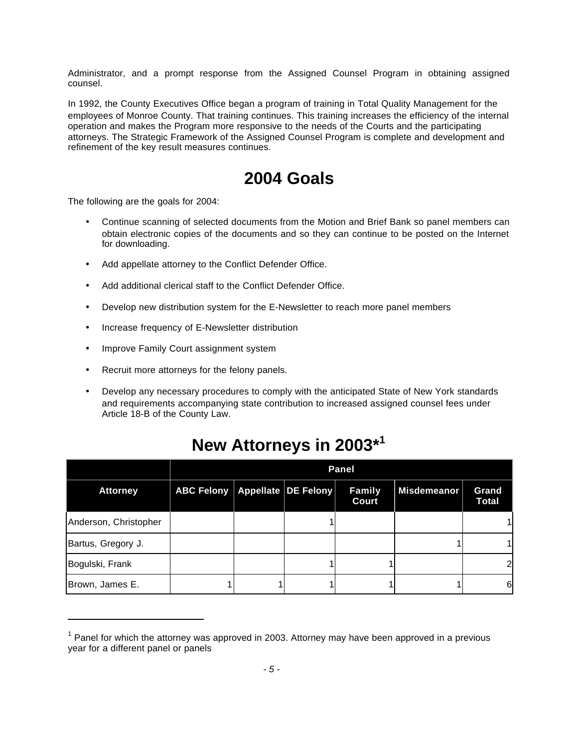Administrator, and a prompt response from the Assigned Counsel Program in obtaining assigned counsel.

In 1992, the County Executives Office began a program of training in Total Quality Management for the employees of Monroe County. That training continues. This training increases the efficiency of the internal operation and makes the Program more responsive to the needs of the Courts and the participating attorneys. The Strategic Framework of the Assigned Counsel Program is complete and development and refinement of the key result measures continues.

# 2004 Goals

The following are the goals for 2004:

- Continue scanning of selected documents from the Motion and Brief Bank so panel members can obtain electronic copies of the documents and so they can continue to be posted on the Internet for downloading.
- Add appellate attorney to the Conflict Defender Office.
- Add additional clerical staff to the Conflict Defender Office.
- Develop new distribution system for the E-Newsletter to reach more panel members
- Increase frequency of E-Newsletter distribution
- Improve Family Court assignment system
- Recruit more attorneys for the felony panels.
- Develop any necessary procedures to comply with the anticipated State of New York standards and requirements accompanying state contribution to increased assigned counsel fees under Article 18-B of the County Law.

# New Attorneys in 2003*[1]

| | Panel | | | | | |
|---|---|---|---|---|---|---|
| Attorney | ABC Felony | Appellate | DE Felony | Family Court | Misdemeanor | Grand Total |
| Anderson, Christopher | | | 1 | | | 1 |
| Bartus, Gregory J. | | | | | 1 | 1 |
| Bogulski, Frank | | | 1 | 1 | | 2 |
| Brown, James E. | 1 | 1 | 1 | 1 | 1 | 6 |

[1] Panel for which the attorney was approved in 2003. Attorney may have been approved in a previous year for a different panel or panels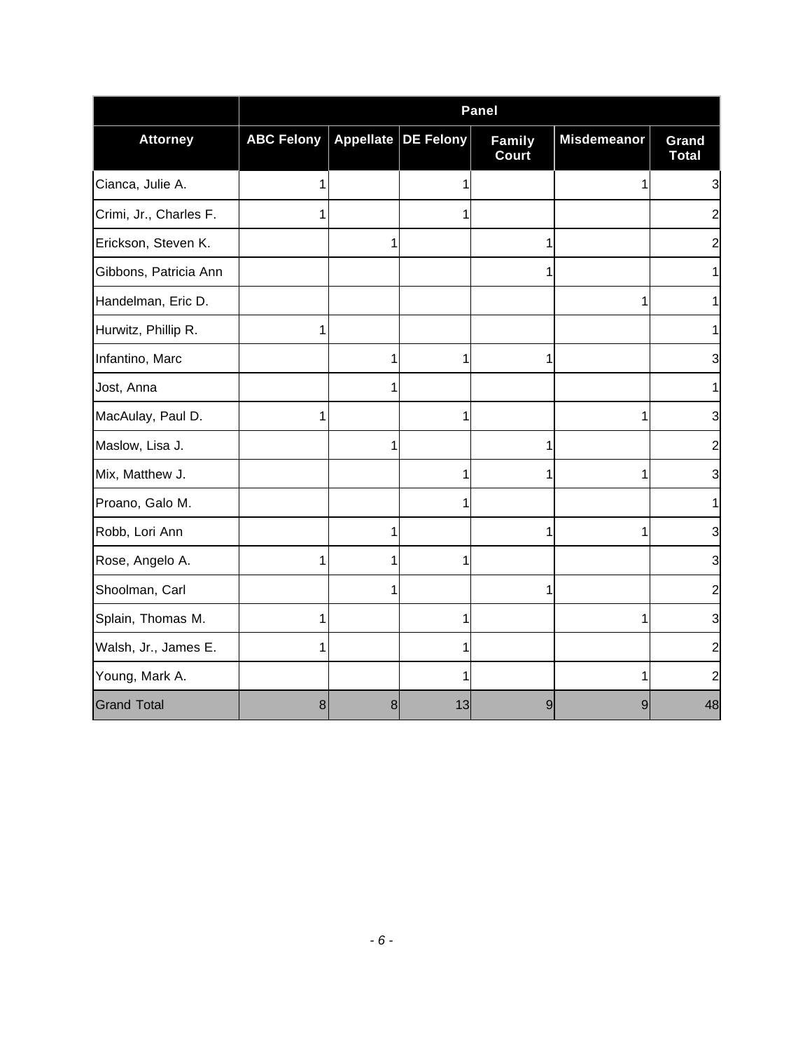| | Panel | | | | | |
|---|---|---|---|---|---|---|
| **Attorney** | **ABC Felony** | **Appellate** | **DE Felony** | **Family Court** | **Misdemeanor** | **Grand Total** |
| Cianca, Julie A. | 1 | | 1 | | 1 | 3 |
| Crimi, Jr., Charles F. | 1 | | 1 | | | 2 |
| Erickson, Steven K. | | 1 | | 1 | | 2 |
| Gibbons, Patricia Ann | | | | 1 | | 1 |
| Handelman, Eric D. | | | | | 1 | 1 |
| Hurwitz, Phillip R. | 1 | | | | | 1 |
| Infantino, Marc | | 1 | 1 | 1 | | 3 |
| Jost, Anna | | 1 | | | | 1 |
| MacAulay, Paul D. | 1 | | 1 | | 1 | 3 |
| Maslow, Lisa J. | | 1 | | 1 | | 2 |
| Mix, Matthew J. | | | 1 | 1 | 1 | 3 |
| Proano, Galo M. | | | 1 | | | 1 |
| Robb, Lori Ann | | 1 | | 1 | 1 | 3 |
| Rose, Angelo A. | 1 | 1 | 1 | | | 3 |
| Shoolman, Carl | | 1 | | 1 | | 2 |
| Splain, Thomas M. | 1 | | 1 | | 1 | 3 |
| Walsh, Jr., James E. | 1 | | 1 | | | 2 |
| Young, Mark A. | | | 1 | | 1 | 2 |
| Grand Total | 8 | 8 | 13 | 9 | 9 | 48 |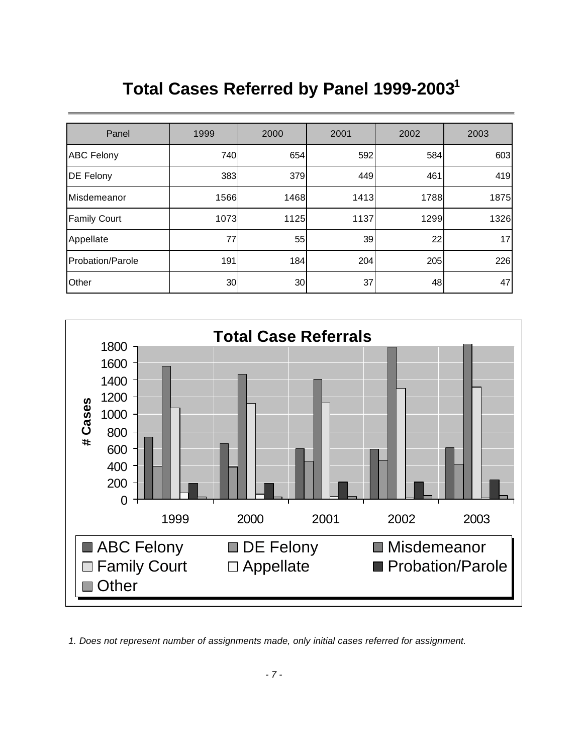# Total Cases Referred by Panel 1999-2003[1]

| Panel | 1999 | 2000 | 2001 | 2002 | 2003 |
|---|---|---|---|---|---|
| ABC Felony | 740 | 654 | 592 | 584 | 603 |
| DE Felony | 383 | 379 | 449 | 461 | 419 |
| Misdemeanor | 1566 | 1468 | 1413 | 1788 | 1875 |
| Family Court | 1073 | 1125 | 1137 | 1299 | 1326 |
| Appellate | 77 | 55 | 39 | 22 | 17 |
| Probation/Parole | 191 | 184 | 204 | 205 | 226 |
| Other | 30 | 30 | 37 | 48 | 47 |

*1. Does not represent number of assignments made, only initial cases referred for assignment.*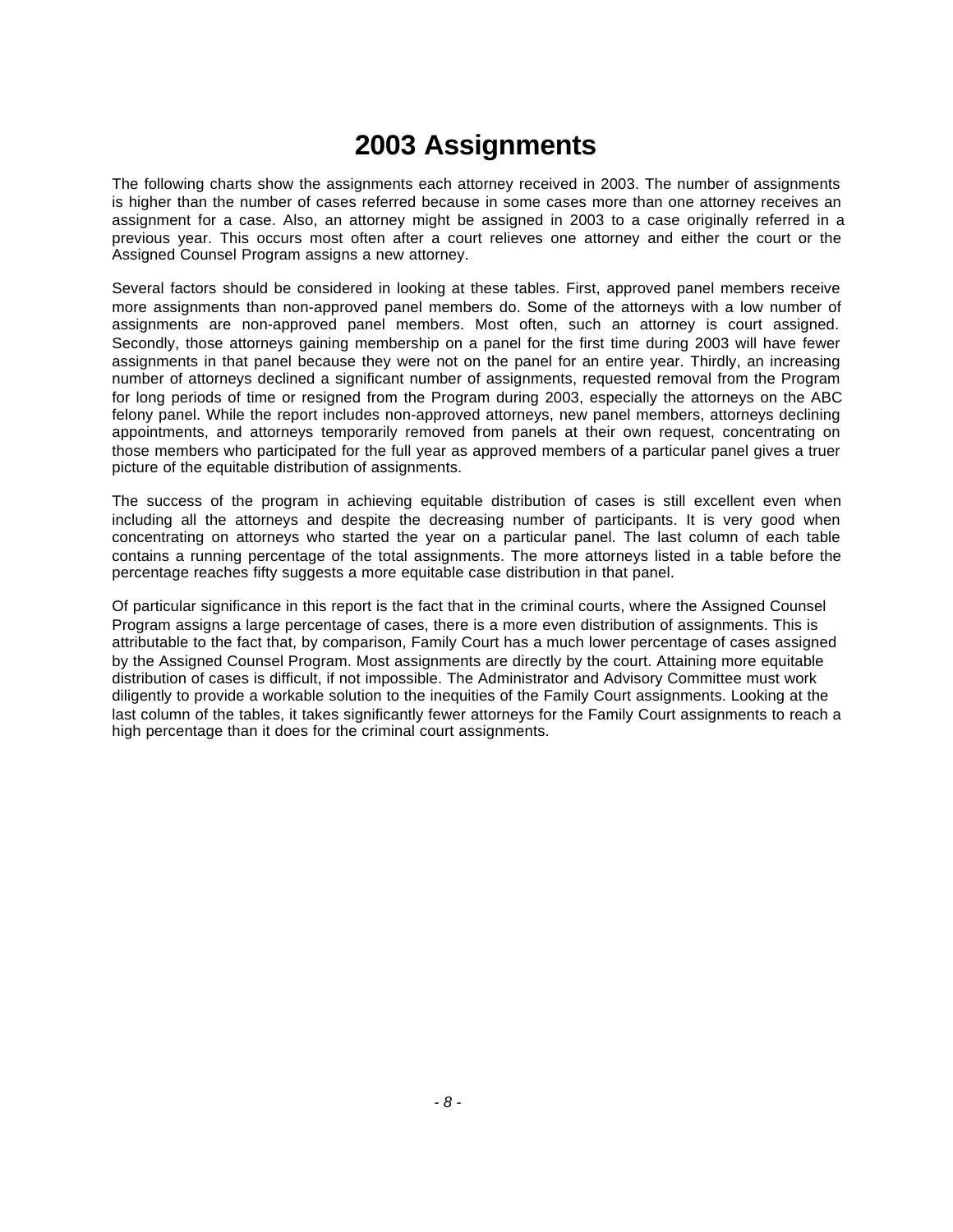# 2003 Assignments

The following charts show the assignments each attorney received in 2003. The number of assignments is higher than the number of cases referred because in some cases more than one attorney receives an assignment for a case. Also, an attorney might be assigned in 2003 to a case originally referred in a previous year. This occurs most often after a court relieves one attorney and either the court or the Assigned Counsel Program assigns a new attorney.

Several factors should be considered in looking at these tables. First, approved panel members receive more assignments than non-approved panel members do. Some of the attorneys with a low number of assignments are non-approved panel members. Most often, such an attorney is court assigned. Secondly, those attorneys gaining membership on a panel for the first time during 2003 will have fewer assignments in that panel because they were not on the panel for an entire year. Thirdly, an increasing number of attorneys declined a significant number of assignments, requested removal from the Program for long periods of time or resigned from the Program during 2003, especially the attorneys on the ABC felony panel. While the report includes non-approved attorneys, new panel members, attorneys declining appointments, and attorneys temporarily removed from panels at their own request, concentrating on those members who participated for the full year as approved members of a particular panel gives a truer picture of the equitable distribution of assignments.

The success of the program in achieving equitable distribution of cases is still excellent even when including all the attorneys and despite the decreasing number of participants. It is very good when concentrating on attorneys who started the year on a particular panel. The last column of each table contains a running percentage of the total assignments. The more attorneys listed in a table before the percentage reaches fifty suggests a more equitable case distribution in that panel.

Of particular significance in this report is the fact that in the criminal courts, where the Assigned Counsel Program assigns a large percentage of cases, there is a more even distribution of assignments. This is attributable to the fact that, by comparison, Family Court has a much lower percentage of cases assigned by the Assigned Counsel Program. Most assignments are directly by the court. Attaining more equitable distribution of cases is difficult, if not impossible. The Administrator and Advisory Committee must work diligently to provide a workable solution to the inequities of the Family Court assignments. Looking at the last column of the tables, it takes significantly fewer attorneys for the Family Court assignments to reach a high percentage than it does for the criminal court assignments.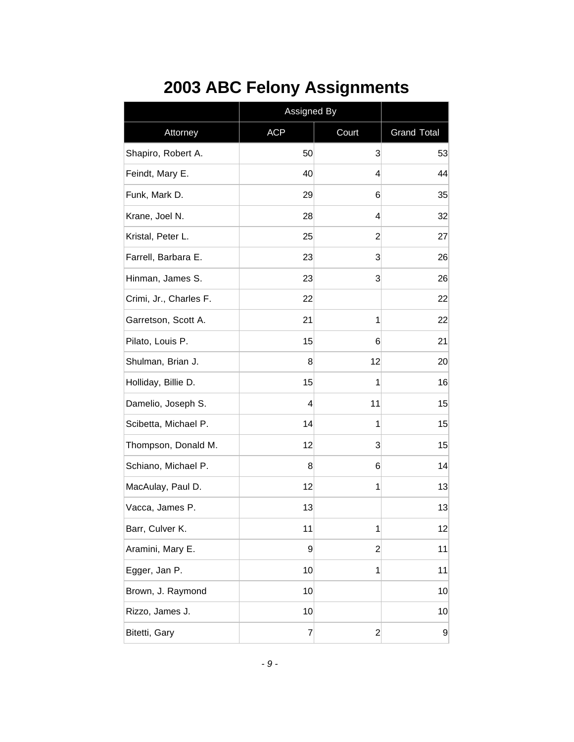# 2003 ABC Felony Assignments

| | Assigned By | | |
|---|---|---|---|
| Attorney | ACP | Court | Grand Total |
| Shapiro, Robert A. | 50 | 3 | 53 |
| Feindt, Mary E. | 40 | 4 | 44 |
| Funk, Mark D. | 29 | 6 | 35 |
| Krane, Joel N. | 28 | 4 | 32 |
| Kristal, Peter L. | 25 | 2 | 27 |
| Farrell, Barbara E. | 23 | 3 | 26 |
| Hinman, James S. | 23 | 3 | 26 |
| Crimi, Jr., Charles F. | 22 | | 22 |
| Garretson, Scott A. | 21 | 1 | 22 |
| Pilato, Louis P. | 15 | 6 | 21 |
| Shulman, Brian J. | 8 | 12 | 20 |
| Holliday, Billie D. | 15 | 1 | 16 |
| Damelio, Joseph S. | 4 | 11 | 15 |
| Scibetta, Michael P. | 14 | 1 | 15 |
| Thompson, Donald M. | 12 | 3 | 15 |
| Schiano, Michael P. | 8 | 6 | 14 |
| MacAulay, Paul D. | 12 | 1 | 13 |
| Vacca, James P. | 13 | | 13 |
| Barr, Culver K. | 11 | 1 | 12 |
| Aramini, Mary E. | 9 | 2 | 11 |
| Egger, Jan P. | 10 | 1 | 11 |
| Brown, J. Raymond | 10 | | 10 |
| Rizzo, James J. | 10 | | 10 |
| Bitetti, Gary | 7 | 2 | 9 |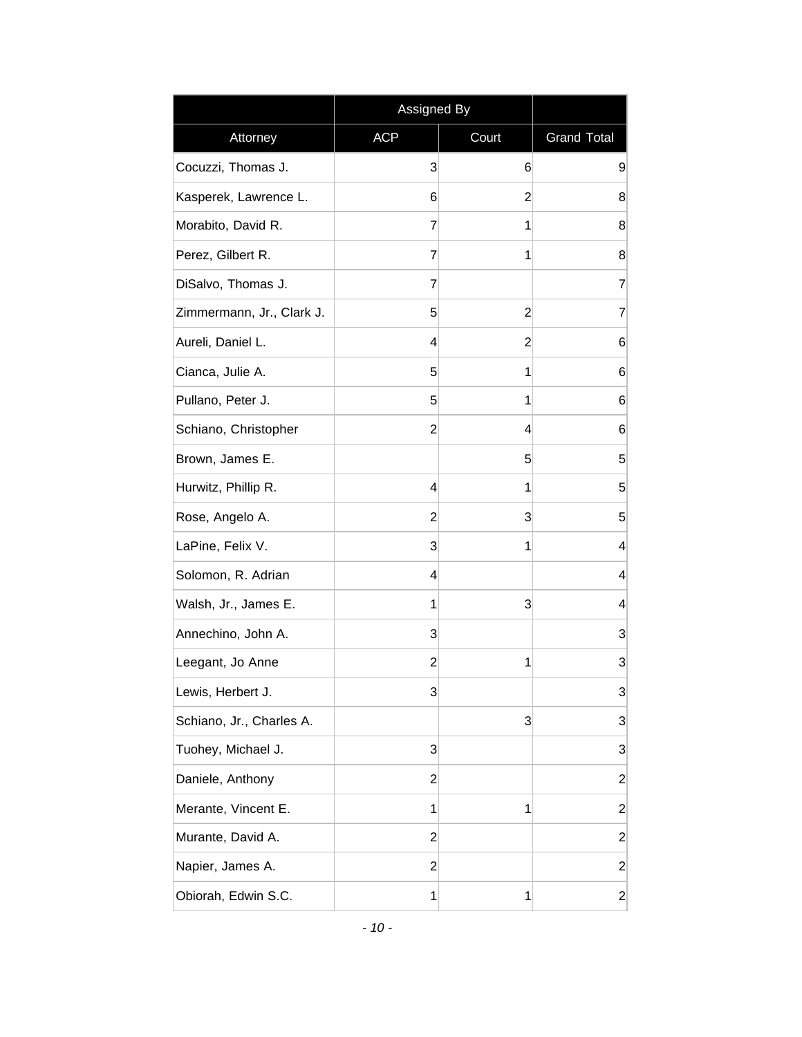| | Assigned By | | |
|---|---|---|---|
| Attorney | ACP | Court | Grand Total |
| Cocuzzi, Thomas J. | 3 | 6 | 9 |
| Kasperek, Lawrence L. | 6 | 2 | 8 |
| Morabito, David R. | 7 | 1 | 8 |
| Perez, Gilbert R. | 7 | 1 | 8 |
| DiSalvo, Thomas J. | 7 | | 7 |
| Zimmermann, Jr., Clark J. | 5 | 2 | 7 |
| Aureli, Daniel L. | 4 | 2 | 6 |
| Cianca, Julie A. | 5 | 1 | 6 |
| Pullano, Peter J. | 5 | 1 | 6 |
| Schiano, Christopher | 2 | 4 | 6 |
| Brown, James E. | | 5 | 5 |
| Hurwitz, Phillip R. | 4 | 1 | 5 |
| Rose, Angelo A. | 2 | 3 | 5 |
| LaPine, Felix V. | 3 | 1 | 4 |
| Solomon, R. Adrian | 4 | | 4 |
| Walsh, Jr., James E. | 1 | 3 | 4 |
| Annechino, John A. | 3 | | 3 |
| Leegant, Jo Anne | 2 | 1 | 3 |
| Lewis, Herbert J. | 3 | | 3 |
| Schiano, Jr., Charles A. | | 3 | 3 |
| Tuohey, Michael J. | 3 | | 3 |
| Daniele, Anthony | 2 | | 2 |
| Merante, Vincent E. | 1 | 1 | 2 |
| Murante, David A. | 2 | | 2 |
| Napier, James A. | 2 | | 2 |
| Obiorah, Edwin S.C. | 1 | 1 | 2 |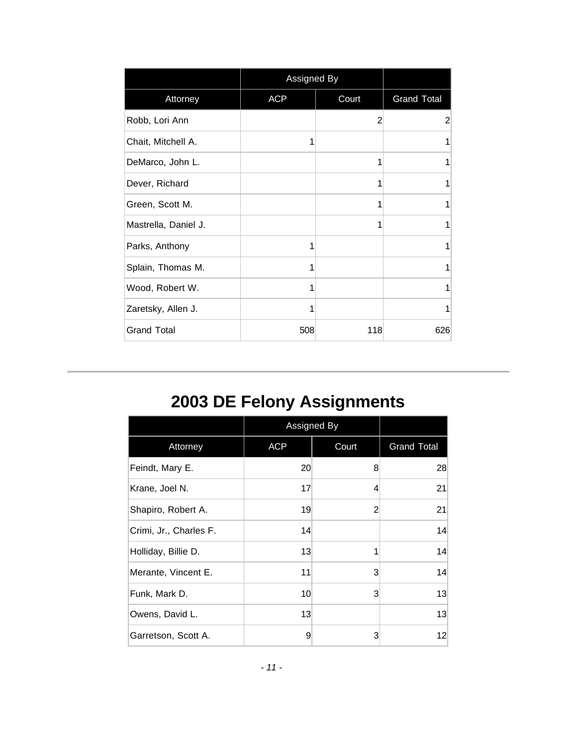| | Assigned By | | |
|---|---|---|---|
| Attorney | ACP | Court | Grand Total |
| Robb, Lori Ann | | 2 | 2 |
| Chait, Mitchell A. | 1 | | 1 |
| DeMarco, John L. | | 1 | 1 |
| Dever, Richard | | 1 | 1 |
| Green, Scott M. | | 1 | 1 |
| Mastrella, Daniel J. | | 1 | 1 |
| Parks, Anthony | 1 | | 1 |
| Splain, Thomas M. | 1 | | 1 |
| Wood, Robert W. | 1 | | 1 |
| Zaretsky, Allen J. | 1 | | 1 |
| Grand Total | 508 | 118 | 626 |

---

# 2003 DE Felony Assignments

| | Assigned By | | |
|---|---|---|---|
| Attorney | ACP | Court | Grand Total |
| Feindt, Mary E. | 20 | 8 | 28 |
| Krane, Joel N. | 17 | 4 | 21 |
| Shapiro, Robert A. | 19 | 2 | 21 |
| Crimi, Jr., Charles F. | 14 | | 14 |
| Holliday, Billie D. | 13 | 1 | 14 |
| Merante, Vincent E. | 11 | 3 | 14 |
| Funk, Mark D. | 10 | 3 | 13 |
| Owens, David L. | 13 | | 13 |
| Garretson, Scott A. | 9 | 3 | 12 |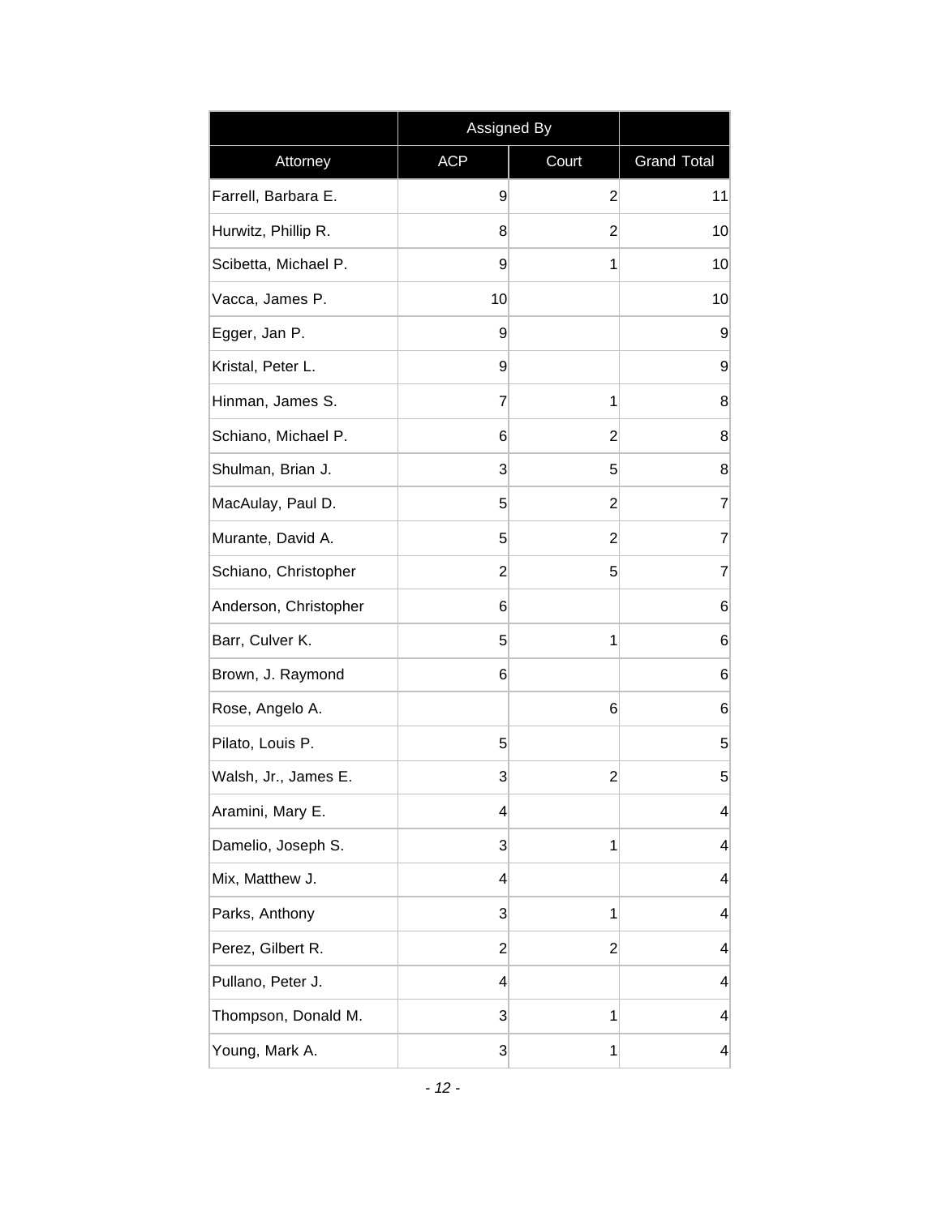| | Assigned By | | |
|---|---|---|---|
| Attorney | ACP | Court | Grand Total |
| Farrell, Barbara E. | 9 | 2 | 11 |
| Hurwitz, Phillip R. | 8 | 2 | 10 |
| Scibetta, Michael P. | 9 | 1 | 10 |
| Vacca, James P. | 10 | | 10 |
| Egger, Jan P. | 9 | | 9 |
| Kristal, Peter L. | 9 | | 9 |
| Hinman, James S. | 7 | 1 | 8 |
| Schiano, Michael P. | 6 | 2 | 8 |
| Shulman, Brian J. | 3 | 5 | 8 |
| MacAulay, Paul D. | 5 | 2 | 7 |
| Murante, David A. | 5 | 2 | 7 |
| Schiano, Christopher | 2 | 5 | 7 |
| Anderson, Christopher | 6 | | 6 |
| Barr, Culver K. | 5 | 1 | 6 |
| Brown, J. Raymond | 6 | | 6 |
| Rose, Angelo A. | | 6 | 6 |
| Pilato, Louis P. | 5 | | 5 |
| Walsh, Jr., James E. | 3 | 2 | 5 |
| Aramini, Mary E. | 4 | | 4 |
| Damelio, Joseph S. | 3 | 1 | 4 |
| Mix, Matthew J. | 4 | | 4 |
| Parks, Anthony | 3 | 1 | 4 |
| Perez, Gilbert R. | 2 | 2 | 4 |
| Pullano, Peter J. | 4 | | 4 |
| Thompson, Donald M. | 3 | 1 | 4 |
| Young, Mark A. | 3 | 1 | 4 |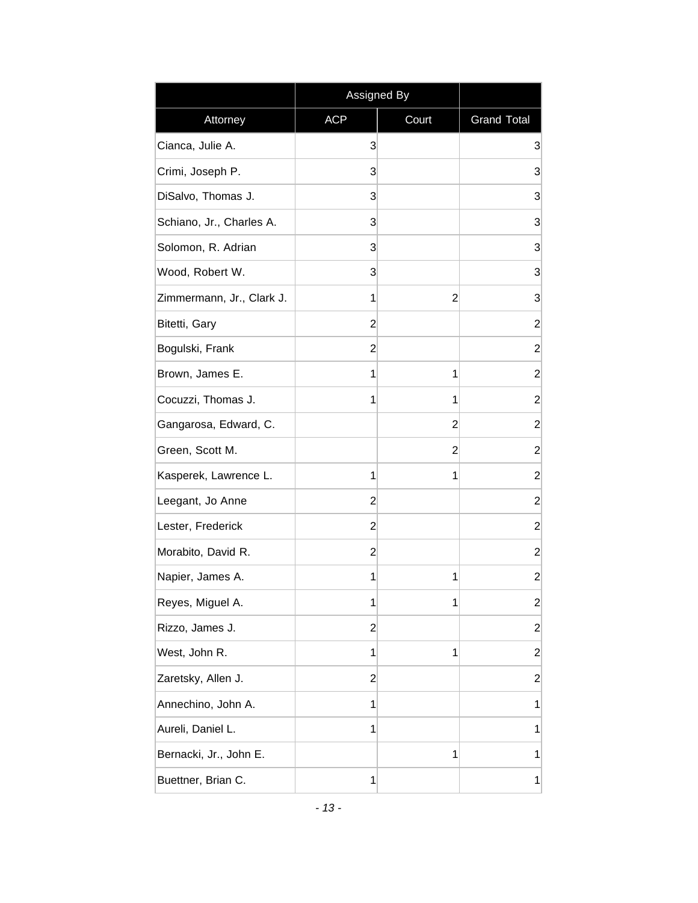| | Assigned By | | |
|---|---|---|---|
| Attorney | ACP | Court | Grand Total |
| Cianca, Julie A. | 3 | | 3 |
| Crimi, Joseph P. | 3 | | 3 |
| DiSalvo, Thomas J. | 3 | | 3 |
| Schiano, Jr., Charles A. | 3 | | 3 |
| Solomon, R. Adrian | 3 | | 3 |
| Wood, Robert W. | 3 | | 3 |
| Zimmermann, Jr., Clark J. | 1 | 2 | 3 |
| Bitetti, Gary | 2 | | 2 |
| Bogulski, Frank | 2 | | 2 |
| Brown, James E. | 1 | 1 | 2 |
| Cocuzzi, Thomas J. | 1 | 1 | 2 |
| Gangarosa, Edward, C. | | 2 | 2 |
| Green, Scott M. | | 2 | 2 |
| Kasperek, Lawrence L. | 1 | 1 | 2 |
| Leegant, Jo Anne | 2 | | 2 |
| Lester, Frederick | 2 | | 2 |
| Morabito, David R. | 2 | | 2 |
| Napier, James A. | 1 | 1 | 2 |
| Reyes, Miguel A. | 1 | 1 | 2 |
| Rizzo, James J. | 2 | | 2 |
| West, John R. | 1 | 1 | 2 |
| Zaretsky, Allen J. | 2 | | 2 |
| Annechino, John A. | 1 | | 1 |
| Aureli, Daniel L. | 1 | | 1 |
| Bernacki, Jr., John E. | | 1 | 1 |
| Buettner, Brian C. | 1 | | 1 |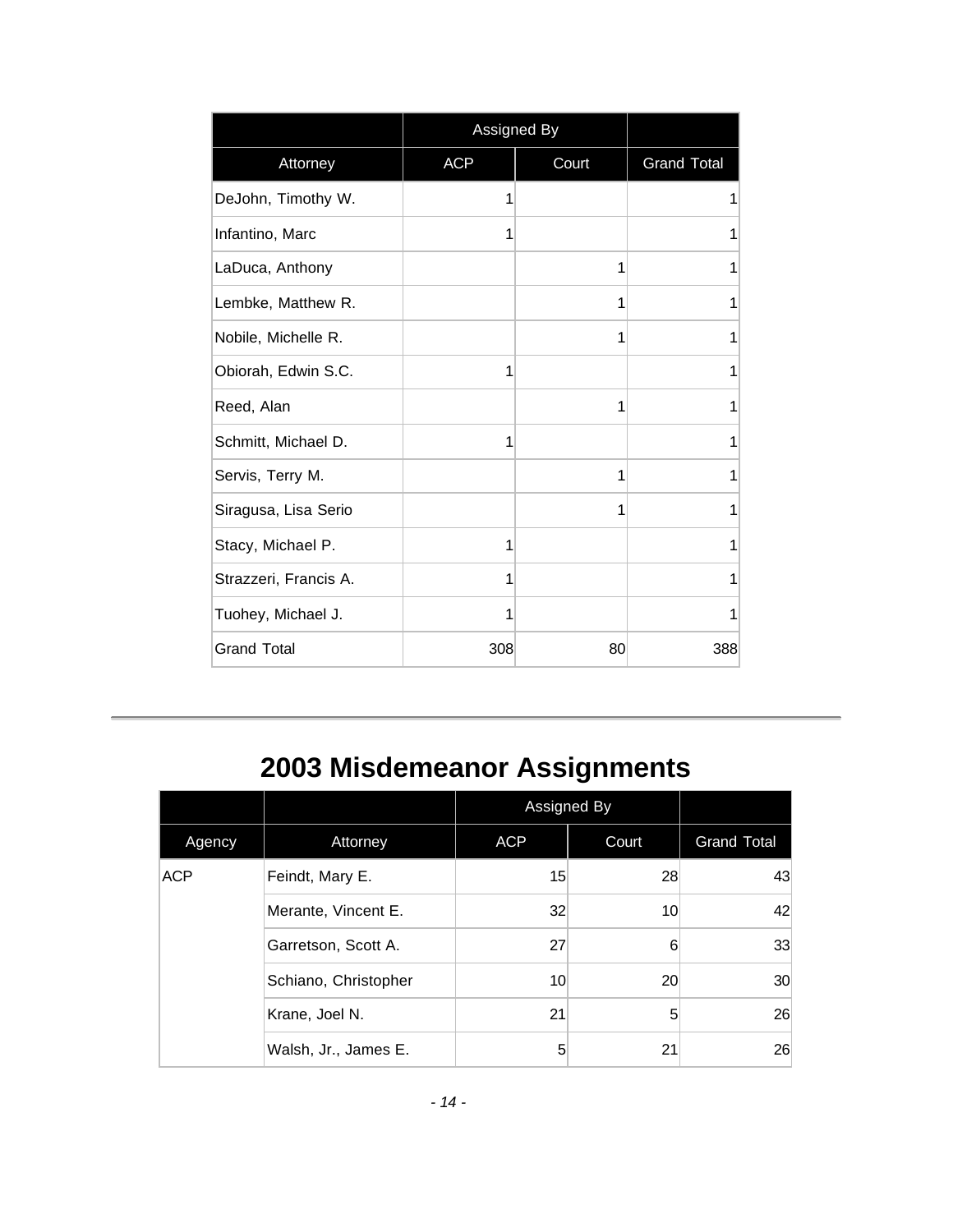| | Assigned By | | |
|---|---|---|---|
| Attorney | ACP | Court | Grand Total |
| DeJohn, Timothy W. | 1 | | 1 |
| Infantino, Marc | 1 | | 1 |
| LaDuca, Anthony | | 1 | 1 |
| Lembke, Matthew R. | | 1 | 1 |
| Nobile, Michelle R. | | 1 | 1 |
| Obiorah, Edwin S.C. | 1 | | 1 |
| Reed, Alan | | 1 | 1 |
| Schmitt, Michael D. | 1 | | 1 |
| Servis, Terry M. | | 1 | 1 |
| Siragusa, Lisa Serio | | 1 | 1 |
| Stacy, Michael P. | 1 | | 1 |
| Strazzeri, Francis A. | 1 | | 1 |
| Tuohey, Michael J. | 1 | | 1 |
| Grand Total | 308 | 80 | 388 |

---

# 2003 Misdemeanor Assignments

| | | Assigned By | | |
|---|---|---|---|---|
| Agency | Attorney | ACP | Court | Grand Total |
| ACP | Feindt, Mary E. | 15 | 28 | 43 |
| | Merante, Vincent E. | 32 | 10 | 42 |
| | Garretson, Scott A. | 27 | 6 | 33 |
| | Schiano, Christopher | 10 | 20 | 30 |
| | Krane, Joel N. | 21 | 5 | 26 |
| | Walsh, Jr., James E. | 5 | 21 | 26 |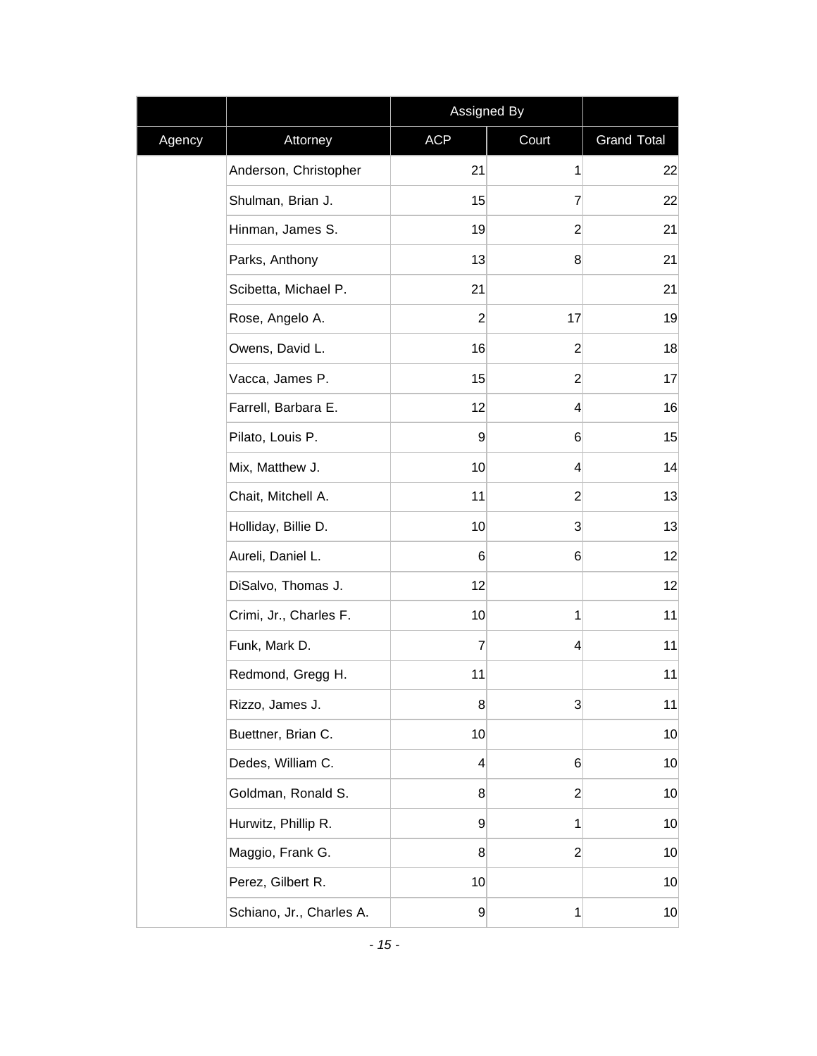| | | Assigned By | | |
|---|---|---|---|---|
| Agency | Attorney | ACP | Court | Grand Total |
| | Anderson, Christopher | 21 | 1 | 22 |
| | Shulman, Brian J. | 15 | 7 | 22 |
| | Hinman, James S. | 19 | 2 | 21 |
| | Parks, Anthony | 13 | 8 | 21 |
| | Scibetta, Michael P. | 21 | | 21 |
| | Rose, Angelo A. | 2 | 17 | 19 |
| | Owens, David L. | 16 | 2 | 18 |
| | Vacca, James P. | 15 | 2 | 17 |
| | Farrell, Barbara E. | 12 | 4 | 16 |
| | Pilato, Louis P. | 9 | 6 | 15 |
| | Mix, Matthew J. | 10 | 4 | 14 |
| | Chait, Mitchell A. | 11 | 2 | 13 |
| | Holliday, Billie D. | 10 | 3 | 13 |
| | Aureli, Daniel L. | 6 | 6 | 12 |
| | DiSalvo, Thomas J. | 12 | | 12 |
| | Crimi, Jr., Charles F. | 10 | 1 | 11 |
| | Funk, Mark D. | 7 | 4 | 11 |
| | Redmond, Gregg H. | 11 | | 11 |
| | Rizzo, James J. | 8 | 3 | 11 |
| | Buettner, Brian C. | 10 | | 10 |
| | Dedes, William C. | 4 | 6 | 10 |
| | Goldman, Ronald S. | 8 | 2 | 10 |
| | Hurwitz, Phillip R. | 9 | 1 | 10 |
| | Maggio, Frank G. | 8 | 2 | 10 |
| | Perez, Gilbert R. | 10 | | 10 |
| | Schiano, Jr., Charles A. | 9 | 1 | 10 |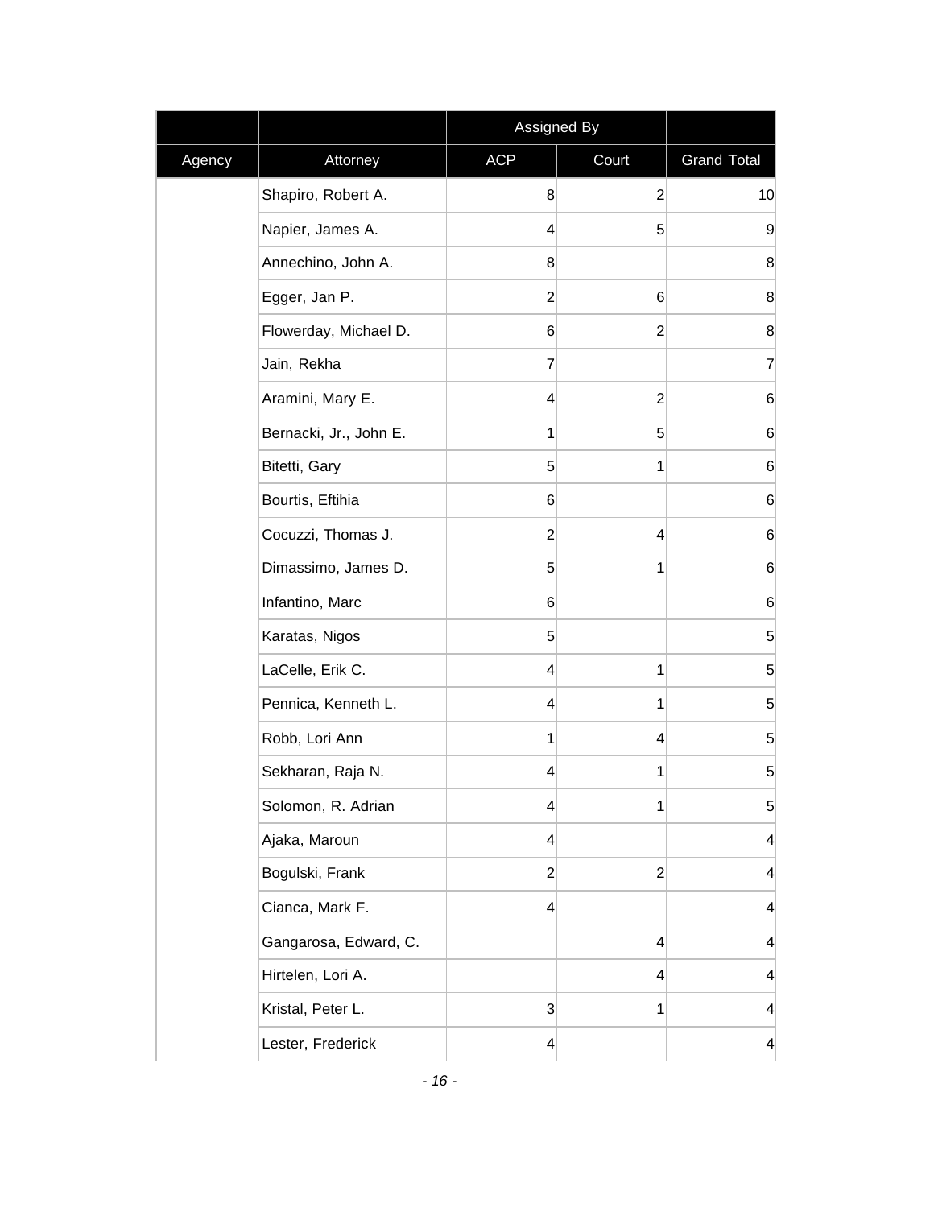| | | Assigned By | | |
|---|---|---|---|---|
| Agency | Attorney | ACP | Court | Grand Total |
| | Shapiro, Robert A. | 8 | 2 | 10 |
| | Napier, James A. | 4 | 5 | 9 |
| | Annechino, John A. | 8 | | 8 |
| | Egger, Jan P. | 2 | 6 | 8 |
| | Flowerday, Michael D. | 6 | 2 | 8 |
| | Jain, Rekha | 7 | | 7 |
| | Aramini, Mary E. | 4 | 2 | 6 |
| | Bernacki, Jr., John E. | 1 | 5 | 6 |
| | Bitetti, Gary | 5 | 1 | 6 |
| | Bourtis, Eftihia | 6 | | 6 |
| | Cocuzzi, Thomas J. | 2 | 4 | 6 |
| | Dimassimo, James D. | 5 | 1 | 6 |
| | Infantino, Marc | 6 | | 6 |
| | Karatas, Nigos | 5 | | 5 |
| | LaCelle, Erik C. | 4 | 1 | 5 |
| | Pennica, Kenneth L. | 4 | 1 | 5 |
| | Robb, Lori Ann | 1 | 4 | 5 |
| | Sekharan, Raja N. | 4 | 1 | 5 |
| | Solomon, R. Adrian | 4 | 1 | 5 |
| | Ajaka, Maroun | 4 | | 4 |
| | Bogulski, Frank | 2 | 2 | 4 |
| | Cianca, Mark F. | 4 | | 4 |
| | Gangarosa, Edward, C. | | 4 | 4 |
| | Hirtelen, Lori A. | | 4 | 4 |
| | Kristal, Peter L. | 3 | 1 | 4 |
| | Lester, Frederick | 4 | | 4 |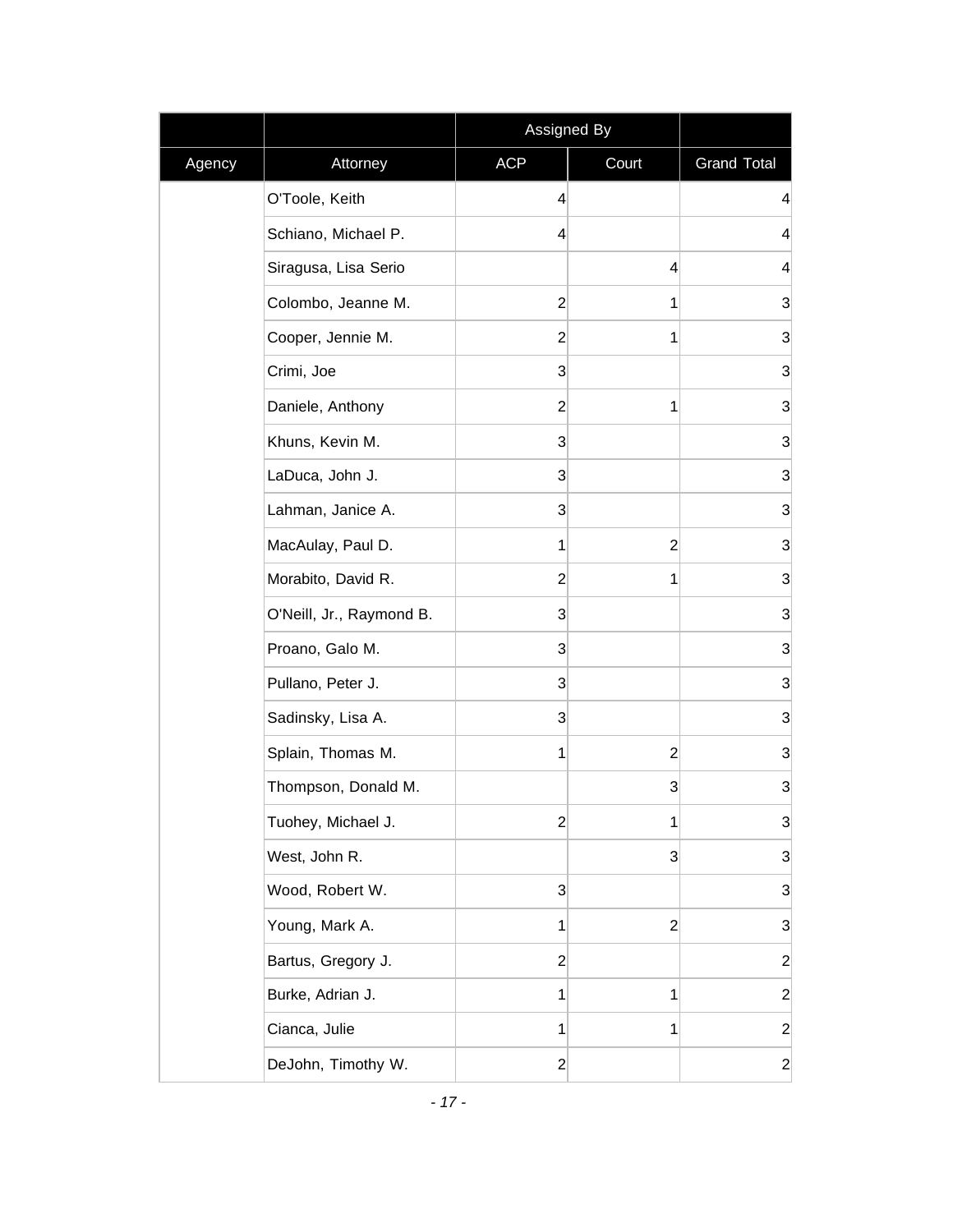| | | Assigned By | | |
|---|---|---|---|---|
| Agency | Attorney | ACP | Court | Grand Total |
| | O'Toole, Keith | 4 | | 4 |
| | Schiano, Michael P. | 4 | | 4 |
| | Siragusa, Lisa Serio | | 4 | 4 |
| | Colombo, Jeanne M. | 2 | 1 | 3 |
| | Cooper, Jennie M. | 2 | 1 | 3 |
| | Crimi, Joe | 3 | | 3 |
| | Daniele, Anthony | 2 | 1 | 3 |
| | Khuns, Kevin M. | 3 | | 3 |
| | LaDuca, John J. | 3 | | 3 |
| | Lahman, Janice A. | 3 | | 3 |
| | MacAulay, Paul D. | 1 | 2 | 3 |
| | Morabito, David R. | 2 | 1 | 3 |
| | O'Neill, Jr., Raymond B. | 3 | | 3 |
| | Proano, Galo M. | 3 | | 3 |
| | Pullano, Peter J. | 3 | | 3 |
| | Sadinsky, Lisa A. | 3 | | 3 |
| | Splain, Thomas M. | 1 | 2 | 3 |
| | Thompson, Donald M. | | 3 | 3 |
| | Tuohey, Michael J. | 2 | 1 | 3 |
| | West, John R. | | 3 | 3 |
| | Wood, Robert W. | 3 | | 3 |
| | Young, Mark A. | 1 | 2 | 3 |
| | Bartus, Gregory J. | 2 | | 2 |
| | Burke, Adrian J. | 1 | 1 | 2 |
| | Cianca, Julie | 1 | 1 | 2 |
| | DeJohn, Timothy W. | 2 | | 2 |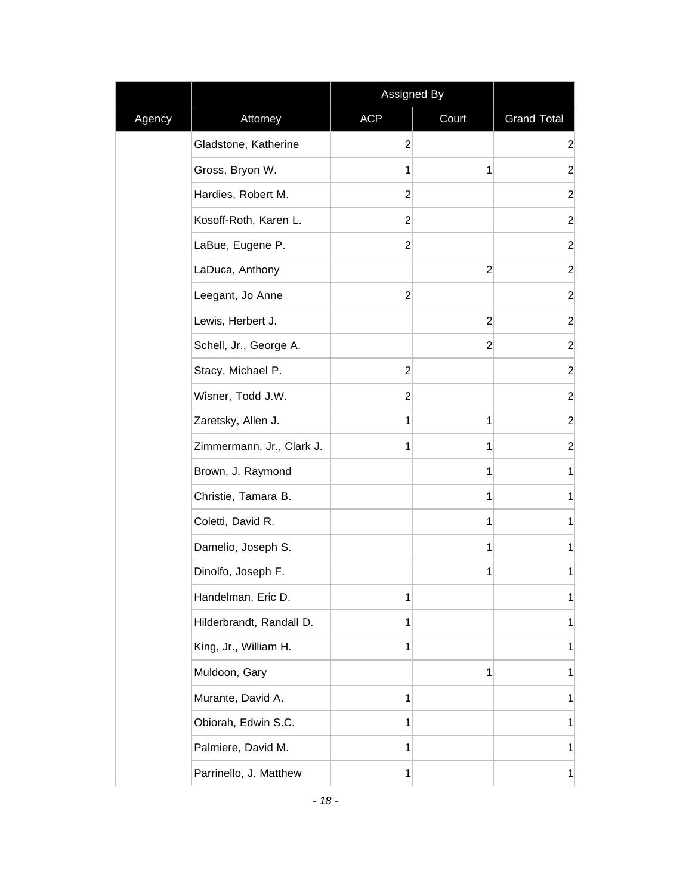| | | Assigned By | | |
|---|---|---|---|---|
| Agency | Attorney | ACP | Court | Grand Total |
| | Gladstone, Katherine | 2 | | 2 |
| | Gross, Bryon W. | 1 | 1 | 2 |
| | Hardies, Robert M. | 2 | | 2 |
| | Kosoff-Roth, Karen L. | 2 | | 2 |
| | LaBue, Eugene P. | 2 | | 2 |
| | LaDuca, Anthony | | 2 | 2 |
| | Leegant, Jo Anne | 2 | | 2 |
| | Lewis, Herbert J. | | 2 | 2 |
| | Schell, Jr., George A. | | 2 | 2 |
| | Stacy, Michael P. | 2 | | 2 |
| | Wisner, Todd J.W. | 2 | | 2 |
| | Zaretsky, Allen J. | 1 | 1 | 2 |
| | Zimmermann, Jr., Clark J. | 1 | 1 | 2 |
| | Brown, J. Raymond | | 1 | 1 |
| | Christie, Tamara B. | | 1 | 1 |
| | Coletti, David R. | | 1 | 1 |
| | Damelio, Joseph S. | | 1 | 1 |
| | Dinolfo, Joseph F. | | 1 | 1 |
| | Handelman, Eric D. | 1 | | 1 |
| | Hilderbrandt, Randall D. | 1 | | 1 |
| | King, Jr., William H. | 1 | | 1 |
| | Muldoon, Gary | | 1 | 1 |
| | Murante, David A. | 1 | | 1 |
| | Obiorah, Edwin S.C. | 1 | | 1 |
| | Palmiere, David M. | 1 | | 1 |
| | Parrinello, J. Matthew | 1 | | 1 |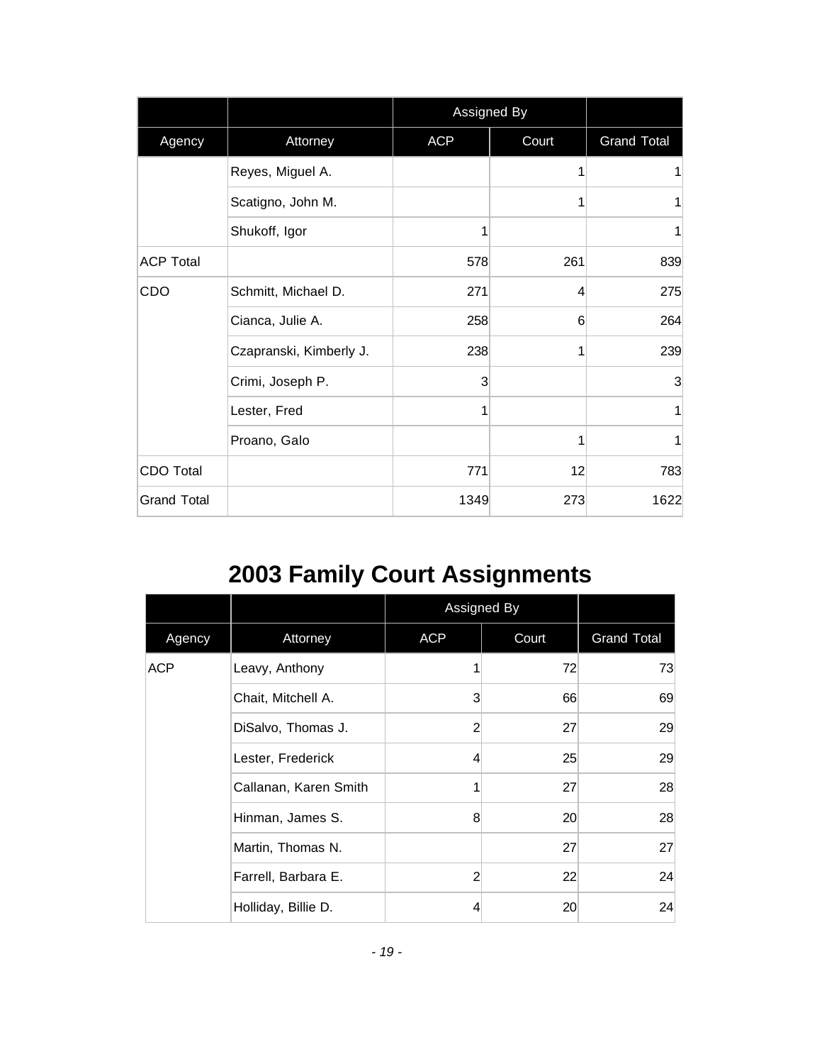| | | Assigned By | | |
|---|---|---|---|---|
| Agency | Attorney | ACP | Court | Grand Total |
| | Reyes, Miguel A. | | 1 | 1 |
| | Scatigno, John M. | | 1 | 1 |
| | Shukoff, Igor | 1 | | 1 |
| ACP Total | | 578 | 261 | 839 |
| CDO | Schmitt, Michael D. | 271 | 4 | 275 |
| | Cianca, Julie A. | 258 | 6 | 264 |
| | Czapranski, Kimberly J. | 238 | 1 | 239 |
| | Crimi, Joseph P. | 3 | | 3 |
| | Lester, Fred | 1 | | 1 |
| | Proano, Galo | | 1 | 1 |
| CDO Total | | 771 | 12 | 783 |
| Grand Total | | 1349 | 273 | 1622 |

# 2003 Family Court Assignments

| | | Assigned By | | |
|---|---|---|---|---|
| Agency | Attorney | ACP | Court | Grand Total |
| ACP | Leavy, Anthony | 1 | 72 | 73 |
| | Chait, Mitchell A. | 3 | 66 | 69 |
| | DiSalvo, Thomas J. | 2 | 27 | 29 |
| | Lester, Frederick | 4 | 25 | 29 |
| | Callanan, Karen Smith | 1 | 27 | 28 |
| | Hinman, James S. | 8 | 20 | 28 |
| | Martin, Thomas N. | | 27 | 27 |
| | Farrell, Barbara E. | 2 | 22 | 24 |
| | Holliday, Billie D. | 4 | 20 | 24 |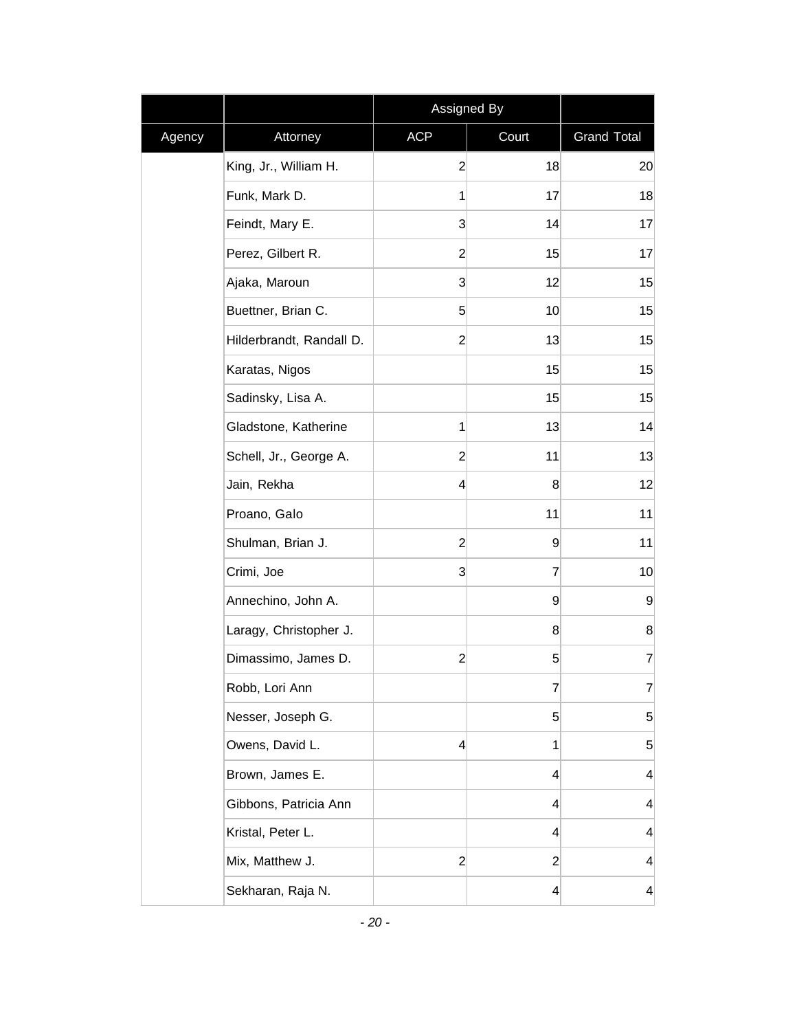| | | Assigned By | | |
|---|---|---|---|---|
| Agency | Attorney | ACP | Court | Grand Total |
| | King, Jr., William H. | 2 | 18 | 20 |
| | Funk, Mark D. | 1 | 17 | 18 |
| | Feindt, Mary E. | 3 | 14 | 17 |
| | Perez, Gilbert R. | 2 | 15 | 17 |
| | Ajaka, Maroun | 3 | 12 | 15 |
| | Buettner, Brian C. | 5 | 10 | 15 |
| | Hilderbrandt, Randall D. | 2 | 13 | 15 |
| | Karatas, Nigos | | 15 | 15 |
| | Sadinsky, Lisa A. | | 15 | 15 |
| | Gladstone, Katherine | 1 | 13 | 14 |
| | Schell, Jr., George A. | 2 | 11 | 13 |
| | Jain, Rekha | 4 | 8 | 12 |
| | Proano, Galo | | 11 | 11 |
| | Shulman, Brian J. | 2 | 9 | 11 |
| | Crimi, Joe | 3 | 7 | 10 |
| | Annechino, John A. | | 9 | 9 |
| | Laragy, Christopher J. | | 8 | 8 |
| | Dimassimo, James D. | 2 | 5 | 7 |
| | Robb, Lori Ann | | 7 | 7 |
| | Nesser, Joseph G. | | 5 | 5 |
| | Owens, David L. | 4 | 1 | 5 |
| | Brown, James E. | | 4 | 4 |
| | Gibbons, Patricia Ann | | 4 | 4 |
| | Kristal, Peter L. | | 4 | 4 |
| | Mix, Matthew J. | 2 | 2 | 4 |
| | Sekharan, Raja N. | | 4 | 4 |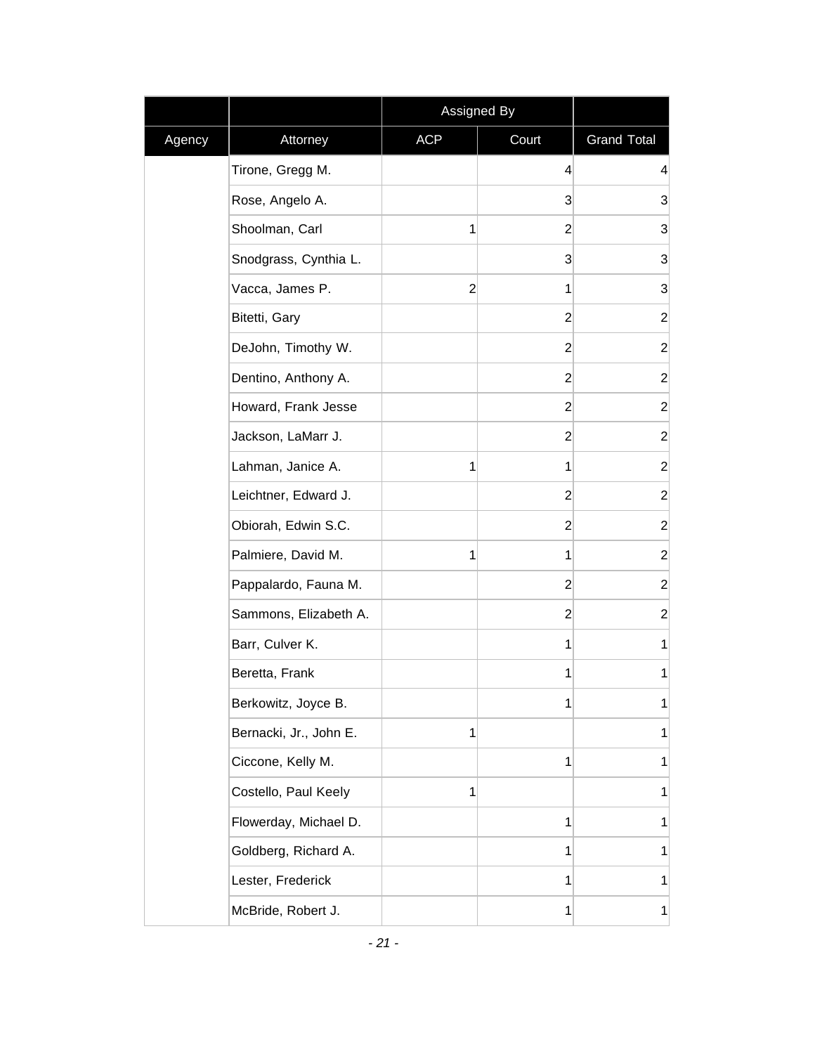| | | Assigned By | | |
|---|---|---|---|---|
| Agency | Attorney | ACP | Court | Grand Total |
| | Tirone, Gregg M. | | 4 | 4 |
| | Rose, Angelo A. | | 3 | 3 |
| | Shoolman, Carl | 1 | 2 | 3 |
| | Snodgrass, Cynthia L. | | 3 | 3 |
| | Vacca, James P. | 2 | 1 | 3 |
| | Bitetti, Gary | | 2 | 2 |
| | DeJohn, Timothy W. | | 2 | 2 |
| | Dentino, Anthony A. | | 2 | 2 |
| | Howard, Frank Jesse | | 2 | 2 |
| | Jackson, LaMarr J. | | 2 | 2 |
| | Lahman, Janice A. | 1 | 1 | 2 |
| | Leichtner, Edward J. | | 2 | 2 |
| | Obiorah, Edwin S.C. | | 2 | 2 |
| | Palmiere, David M. | 1 | 1 | 2 |
| | Pappalardo, Fauna M. | | 2 | 2 |
| | Sammons, Elizabeth A. | | 2 | 2 |
| | Barr, Culver K. | | 1 | 1 |
| | Beretta, Frank | | 1 | 1 |
| | Berkowitz, Joyce B. | | 1 | 1 |
| | Bernacki, Jr., John E. | 1 | | 1 |
| | Ciccone, Kelly M. | | 1 | 1 |
| | Costello, Paul Keely | 1 | | 1 |
| | Flowerday, Michael D. | | 1 | 1 |
| | Goldberg, Richard A. | | 1 | 1 |
| | Lester, Frederick | | 1 | 1 |
| | McBride, Robert J. | | 1 | 1 |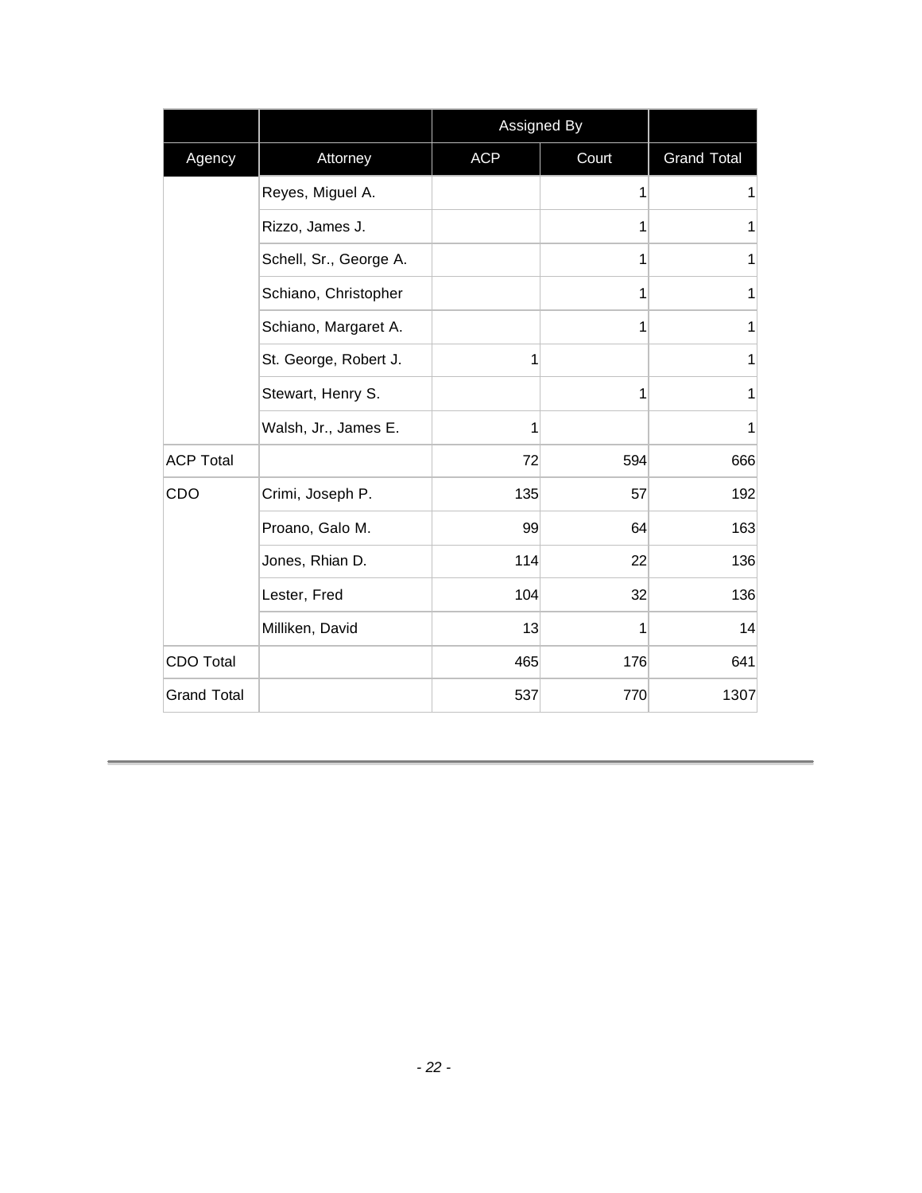| | | Assigned By | | |
|---|---|---|---|---|
| Agency | Attorney | ACP | Court | Grand Total |
| | Reyes, Miguel A. | | 1 | 1 |
| | Rizzo, James J. | | 1 | 1 |
| | Schell, Sr., George A. | | 1 | 1 |
| | Schiano, Christopher | | 1 | 1 |
| | Schiano, Margaret A. | | 1 | 1 |
| | St. George, Robert J. | 1 | | 1 |
| | Stewart, Henry S. | | 1 | 1 |
| | Walsh, Jr., James E. | 1 | | 1 |
| ACP Total | | 72 | 594 | 666 |
| CDO | Crimi, Joseph P. | 135 | 57 | 192 |
| | Proano, Galo M. | 99 | 64 | 163 |
| | Jones, Rhian D. | 114 | 22 | 136 |
| | Lester, Fred | 104 | 32 | 136 |
| | Milliken, David | 13 | 1 | 14 |
| CDO Total | | 465 | 176 | 641 |
| Grand Total | | 537 | 770 | 1307 |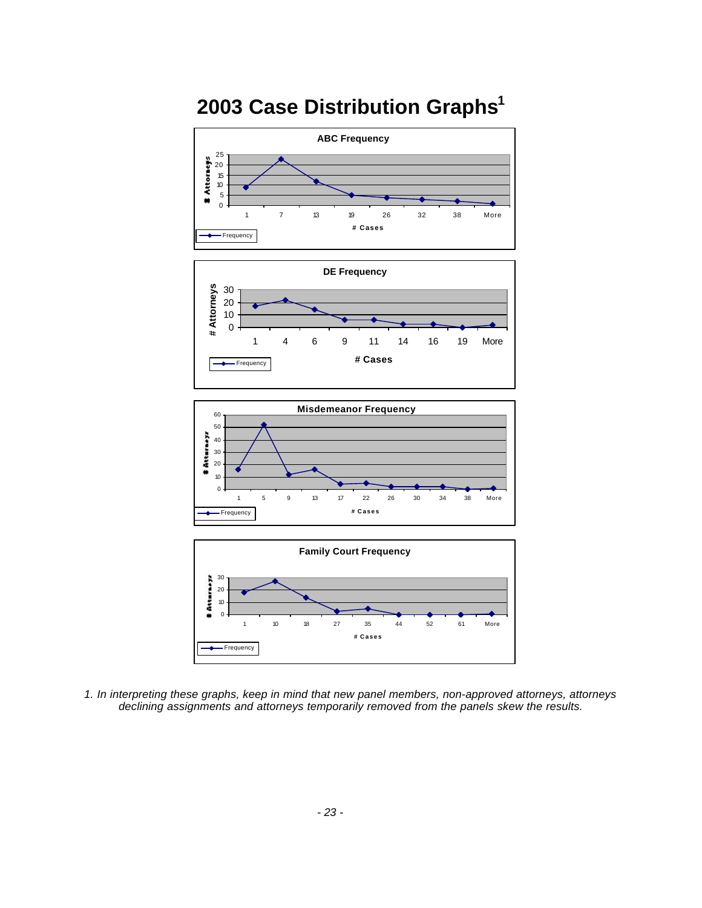# 2003 Case Distribution Graphs[1]

**ABC Frequency**

# Attorneys: 0, 5, 10, 15, 20, 25

# Cases: 1, 7, 13, 19, 26, 32, 38, More

Frequency

**DE Frequency**

# Attorneys: 0, 10, 20, 30

# Cases: 1, 4, 6, 9, 11, 14, 16, 19, More

Frequency

**Misdemeanor Frequency**

# Attorneys: 0, 10, 20, 30, 40, 50, 60

# Cases: 1, 5, 9, 13, 17, 22, 26, 30, 34, 38, More

Frequency

**Family Court Frequency**

# Attorneys: 0, 10, 20, 30

# Cases: 1, 10, 18, 27, 35, 44, 52, 61, More

Frequency

*1. In interpreting these graphs, keep in mind that new panel members, non-approved attorneys, attorneys declining assignments and attorneys temporarily removed from the panels skew the results.*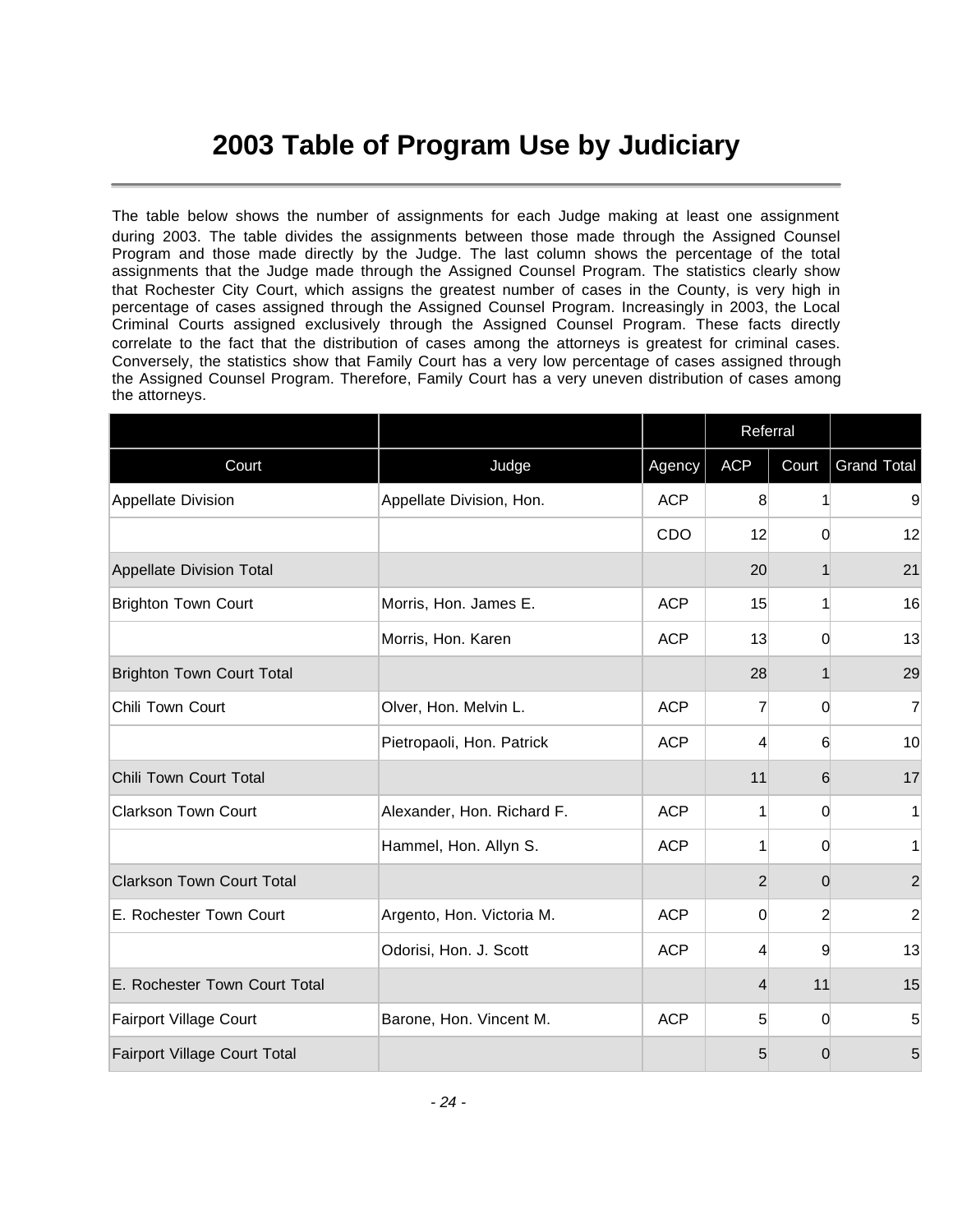# 2003 Table of Program Use by Judiciary

The table below shows the number of assignments for each Judge making at least one assignment during 2003. The table divides the assignments between those made through the Assigned Counsel Program and those made directly by the Judge. The last column shows the percentage of the total assignments that the Judge made through the Assigned Counsel Program. The statistics clearly show that Rochester City Court, which assigns the greatest number of cases in the County, is very high in percentage of cases assigned through the Assigned Counsel Program. Increasingly in 2003, the Local Criminal Courts assigned exclusively through the Assigned Counsel Program. These facts directly correlate to the fact that the distribution of cases among the attorneys is greatest for criminal cases. Conversely, the statistics show that Family Court has a very low percentage of cases assigned through the Assigned Counsel Program. Therefore, Family Court has a very uneven distribution of cases among the attorneys.

| | | | Referral | | |
|---|---|---|---|---|---|
| Court | Judge | Agency | ACP | Court | Grand Total |
| Appellate Division | Appellate Division, Hon. | ACP | 8 | 1 | 9 |
| | | CDO | 12 | 0 | 12 |
| Appellate Division Total | | | 20 | 1 | 21 |
| Brighton Town Court | Morris, Hon. James E. | ACP | 15 | 1 | 16 |
| | Morris, Hon. Karen | ACP | 13 | 0 | 13 |
| Brighton Town Court Total | | | 28 | 1 | 29 |
| Chili Town Court | Olver, Hon. Melvin L. | ACP | 7 | 0 | 7 |
| | Pietropaoli, Hon. Patrick | ACP | 4 | 6 | 10 |
| Chili Town Court Total | | | 11 | 6 | 17 |
| Clarkson Town Court | Alexander, Hon. Richard F. | ACP | 1 | 0 | 1 |
| | Hammel, Hon. Allyn S. | ACP | 1 | 0 | 1 |
| Clarkson Town Court Total | | | 2 | 0 | 2 |
| E. Rochester Town Court | Argento, Hon. Victoria M. | ACP | 0 | 2 | 2 |
| | Odorisi, Hon. J. Scott | ACP | 4 | 9 | 13 |
| E. Rochester Town Court Total | | | 4 | 11 | 15 |
| Fairport Village Court | Barone, Hon. Vincent M. | ACP | 5 | 0 | 5 |
| Fairport Village Court Total | | | 5 | 0 | 5 |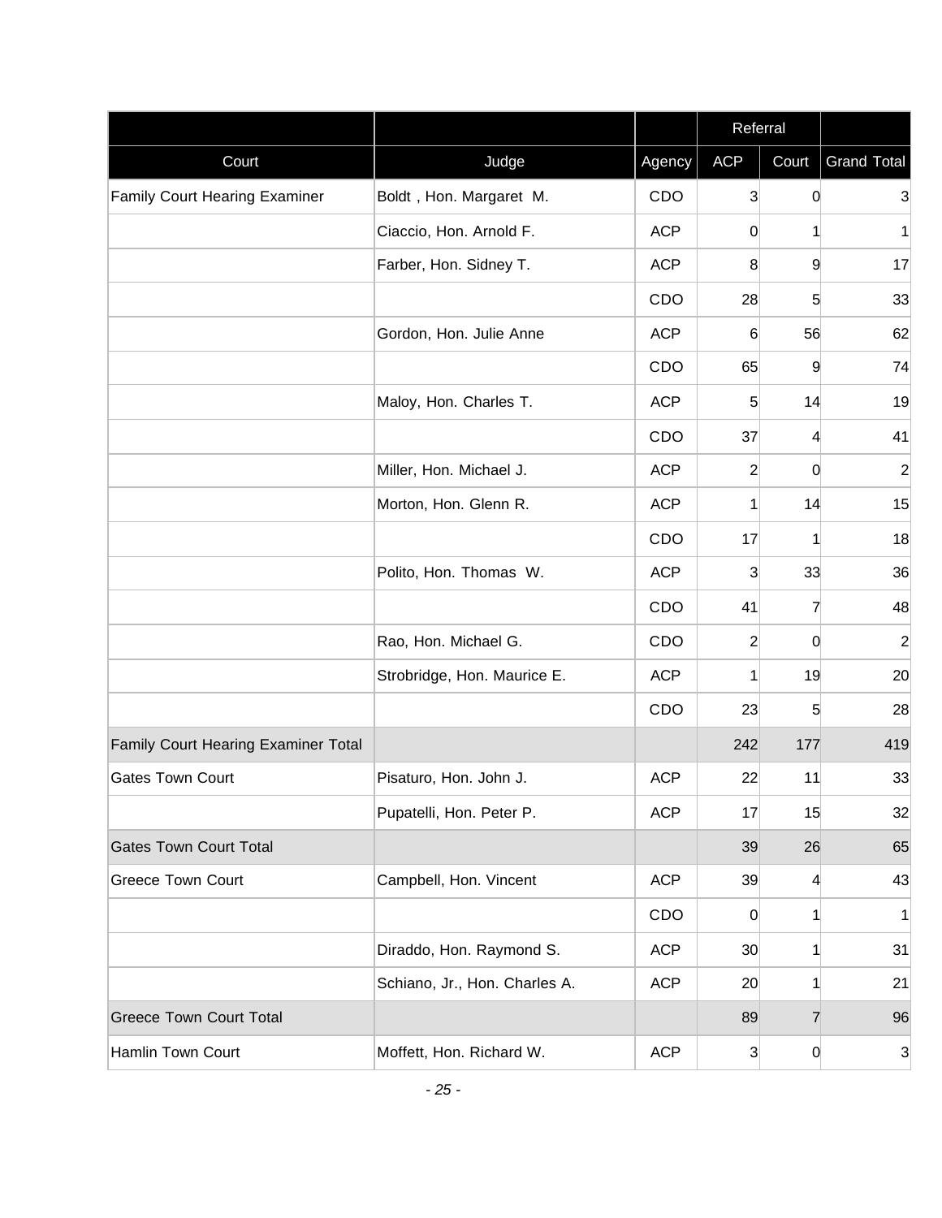| | | | Referral | | |
|---|---|---|---|---|---|
| Court | Judge | Agency | ACP | Court | Grand Total |
| Family Court Hearing Examiner | Boldt , Hon. Margaret M. | CDO | 3 | 0 | 3 |
| | Ciaccio, Hon. Arnold F. | ACP | 0 | 1 | 1 |
| | Farber, Hon. Sidney T. | ACP | 8 | 9 | 17 |
| | | CDO | 28 | 5 | 33 |
| | Gordon, Hon. Julie Anne | ACP | 6 | 56 | 62 |
| | | CDO | 65 | 9 | 74 |
| | Maloy, Hon. Charles T. | ACP | 5 | 14 | 19 |
| | | CDO | 37 | 4 | 41 |
| | Miller, Hon. Michael J. | ACP | 2 | 0 | 2 |
| | Morton, Hon. Glenn R. | ACP | 1 | 14 | 15 |
| | | CDO | 17 | 1 | 18 |
| | Polito, Hon. Thomas W. | ACP | 3 | 33 | 36 |
| | | CDO | 41 | 7 | 48 |
| | Rao, Hon. Michael G. | CDO | 2 | 0 | 2 |
| | Strobridge, Hon. Maurice E. | ACP | 1 | 19 | 20 |
| | | CDO | 23 | 5 | 28 |
| Family Court Hearing Examiner Total | | | 242 | 177 | 419 |
| Gates Town Court | Pisaturo, Hon. John J. | ACP | 22 | 11 | 33 |
| | Pupatelli, Hon. Peter P. | ACP | 17 | 15 | 32 |
| Gates Town Court Total | | | 39 | 26 | 65 |
| Greece Town Court | Campbell, Hon. Vincent | ACP | 39 | 4 | 43 |
| | | CDO | 0 | 1 | 1 |
| | Diraddo, Hon. Raymond S. | ACP | 30 | 1 | 31 |
| | Schiano, Jr., Hon. Charles A. | ACP | 20 | 1 | 21 |
| Greece Town Court Total | | | 89 | 7 | 96 |
| Hamlin Town Court | Moffett, Hon. Richard W. | ACP | 3 | 0 | 3 |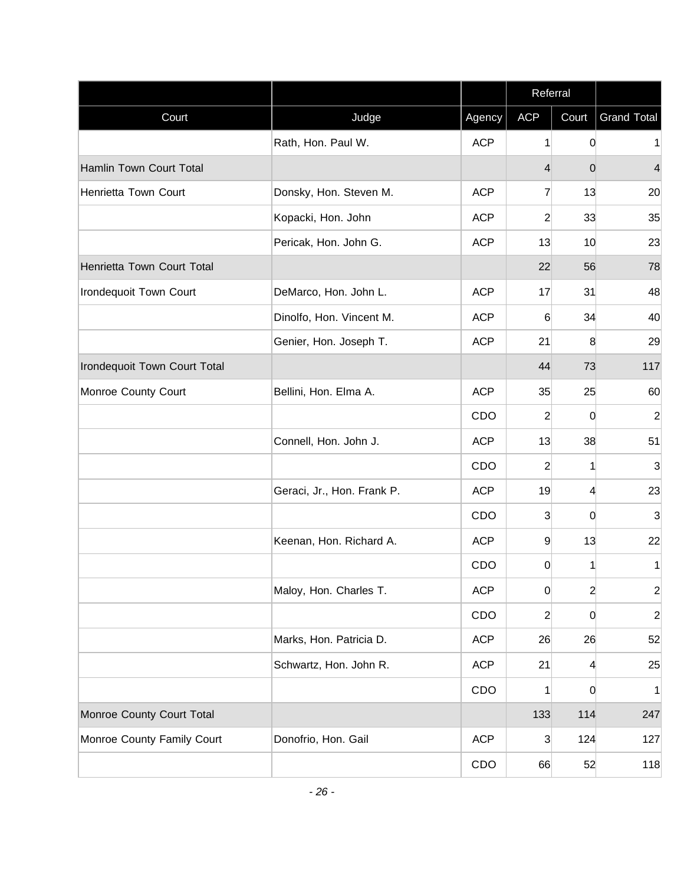| | | | Referral | | |
|---|---|---|---|---|---|
| Court | Judge | Agency | ACP | Court | Grand Total |
| | Rath, Hon. Paul W. | ACP | 1 | 0 | 1 |
| Hamlin Town Court Total | | | 4 | 0 | 4 |
| Henrietta Town Court | Donsky, Hon. Steven M. | ACP | 7 | 13 | 20 |
| | Kopacki, Hon. John | ACP | 2 | 33 | 35 |
| | Pericak, Hon. John G. | ACP | 13 | 10 | 23 |
| Henrietta Town Court Total | | | 22 | 56 | 78 |
| Irondequoit Town Court | DeMarco, Hon. John L. | ACP | 17 | 31 | 48 |
| | Dinolfo, Hon. Vincent M. | ACP | 6 | 34 | 40 |
| | Genier, Hon. Joseph T. | ACP | 21 | 8 | 29 |
| Irondequoit Town Court Total | | | 44 | 73 | 117 |
| Monroe County Court | Bellini, Hon. Elma A. | ACP | 35 | 25 | 60 |
| | | CDO | 2 | 0 | 2 |
| | Connell, Hon. John J. | ACP | 13 | 38 | 51 |
| | | CDO | 2 | 1 | 3 |
| | Geraci, Jr., Hon. Frank P. | ACP | 19 | 4 | 23 |
| | | CDO | 3 | 0 | 3 |
| | Keenan, Hon. Richard A. | ACP | 9 | 13 | 22 |
| | | CDO | 0 | 1 | 1 |
| | Maloy, Hon. Charles T. | ACP | 0 | 2 | 2 |
| | | CDO | 2 | 0 | 2 |
| | Marks, Hon. Patricia D. | ACP | 26 | 26 | 52 |
| | Schwartz, Hon. John R. | ACP | 21 | 4 | 25 |
| | | CDO | 1 | 0 | 1 |
| Monroe County Court Total | | | 133 | 114 | 247 |
| Monroe County Family Court | Donofrio, Hon. Gail | ACP | 3 | 124 | 127 |
| | | CDO | 66 | 52 | 118 |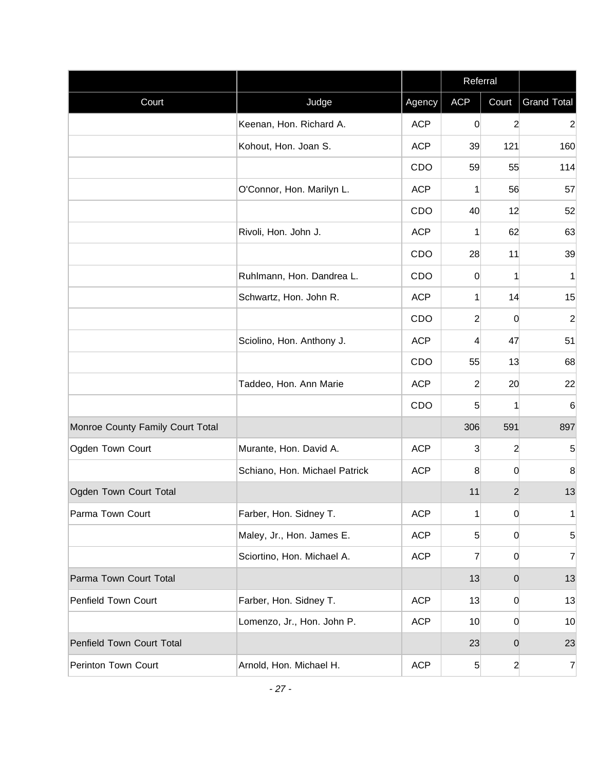| | | | Referral | | |
|---|---|---|---|---|---|
| Court | Judge | Agency | ACP | Court | Grand Total |
| | Keenan, Hon. Richard A. | ACP | 0 | 2 | 2 |
| | Kohout, Hon. Joan S. | ACP | 39 | 121 | 160 |
| | | CDO | 59 | 55 | 114 |
| | O'Connor, Hon. Marilyn L. | ACP | 1 | 56 | 57 |
| | | CDO | 40 | 12 | 52 |
| | Rivoli, Hon. John J. | ACP | 1 | 62 | 63 |
| | | CDO | 28 | 11 | 39 |
| | Ruhlmann, Hon. Dandrea L. | CDO | 0 | 1 | 1 |
| | Schwartz, Hon. John R. | ACP | 1 | 14 | 15 |
| | | CDO | 2 | 0 | 2 |
| | Sciolino, Hon. Anthony J. | ACP | 4 | 47 | 51 |
| | | CDO | 55 | 13 | 68 |
| | Taddeo, Hon. Ann Marie | ACP | 2 | 20 | 22 |
| | | CDO | 5 | 1 | 6 |
| Monroe County Family Court Total | | | 306 | 591 | 897 |
| Ogden Town Court | Murante, Hon. David A. | ACP | 3 | 2 | 5 |
| | Schiano, Hon. Michael Patrick | ACP | 8 | 0 | 8 |
| Ogden Town Court Total | | | 11 | 2 | 13 |
| Parma Town Court | Farber, Hon. Sidney T. | ACP | 1 | 0 | 1 |
| | Maley, Jr., Hon. James E. | ACP | 5 | 0 | 5 |
| | Sciortino, Hon. Michael A. | ACP | 7 | 0 | 7 |
| Parma Town Court Total | | | 13 | 0 | 13 |
| Penfield Town Court | Farber, Hon. Sidney T. | ACP | 13 | 0 | 13 |
| | Lomenzo, Jr., Hon. John P. | ACP | 10 | 0 | 10 |
| Penfield Town Court Total | | | 23 | 0 | 23 |
| Perinton Town Court | Arnold, Hon. Michael H. | ACP | 5 | 2 | 7 |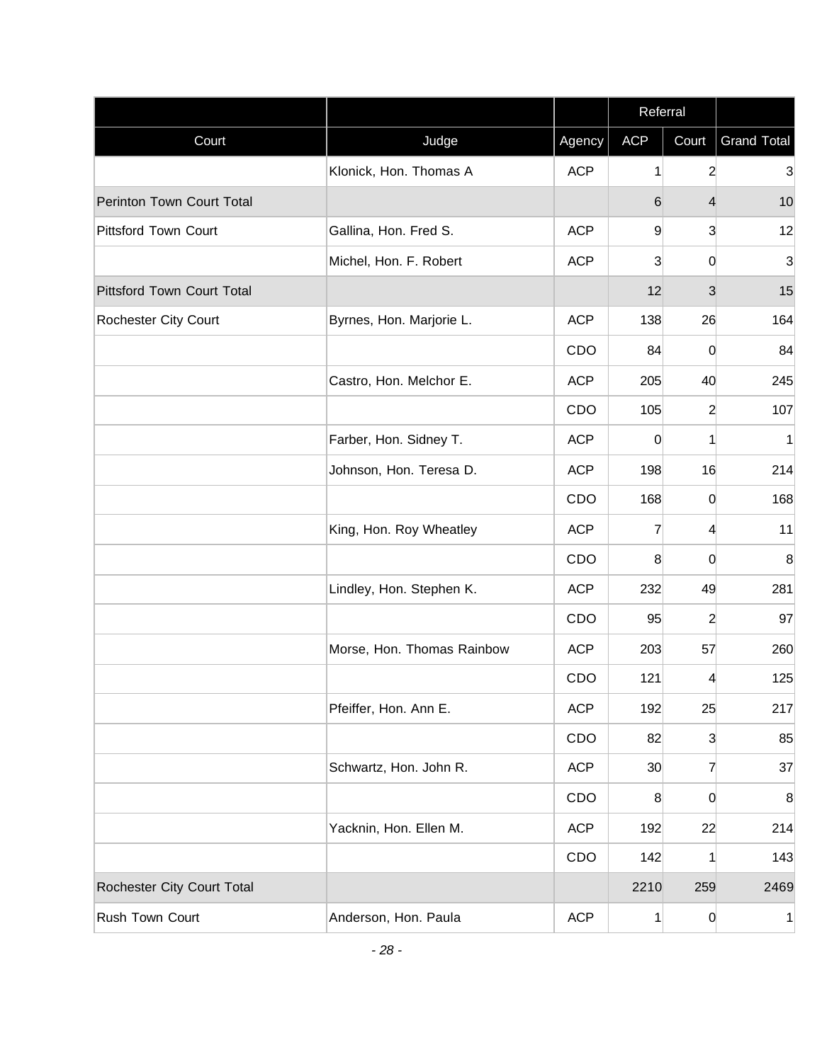| | | | Referral | | |
|---|---|---|---|---|---|
| Court | Judge | Agency | ACP | Court | Grand Total |
| | Klonick, Hon. Thomas A | ACP | 1 | 2 | 3 |
| Perinton Town Court Total | | | 6 | 4 | 10 |
| Pittsford Town Court | Gallina, Hon. Fred S. | ACP | 9 | 3 | 12 |
| | Michel, Hon. F. Robert | ACP | 3 | 0 | 3 |
| Pittsford Town Court Total | | | 12 | 3 | 15 |
| Rochester City Court | Byrnes, Hon. Marjorie L. | ACP | 138 | 26 | 164 |
| | | CDO | 84 | 0 | 84 |
| | Castro, Hon. Melchor E. | ACP | 205 | 40 | 245 |
| | | CDO | 105 | 2 | 107 |
| | Farber, Hon. Sidney T. | ACP | 0 | 1 | 1 |
| | Johnson, Hon. Teresa D. | ACP | 198 | 16 | 214 |
| | | CDO | 168 | 0 | 168 |
| | King, Hon. Roy Wheatley | ACP | 7 | 4 | 11 |
| | | CDO | 8 | 0 | 8 |
| | Lindley, Hon. Stephen K. | ACP | 232 | 49 | 281 |
| | | CDO | 95 | 2 | 97 |
| | Morse, Hon. Thomas Rainbow | ACP | 203 | 57 | 260 |
| | | CDO | 121 | 4 | 125 |
| | Pfeiffer, Hon. Ann E. | ACP | 192 | 25 | 217 |
| | | CDO | 82 | 3 | 85 |
| | Schwartz, Hon. John R. | ACP | 30 | 7 | 37 |
| | | CDO | 8 | 0 | 8 |
| | Yacknin, Hon. Ellen M. | ACP | 192 | 22 | 214 |
| | | CDO | 142 | 1 | 143 |
| Rochester City Court Total | | | 2210 | 259 | 2469 |
| Rush Town Court | Anderson, Hon. Paula | ACP | 1 | 0 | 1 |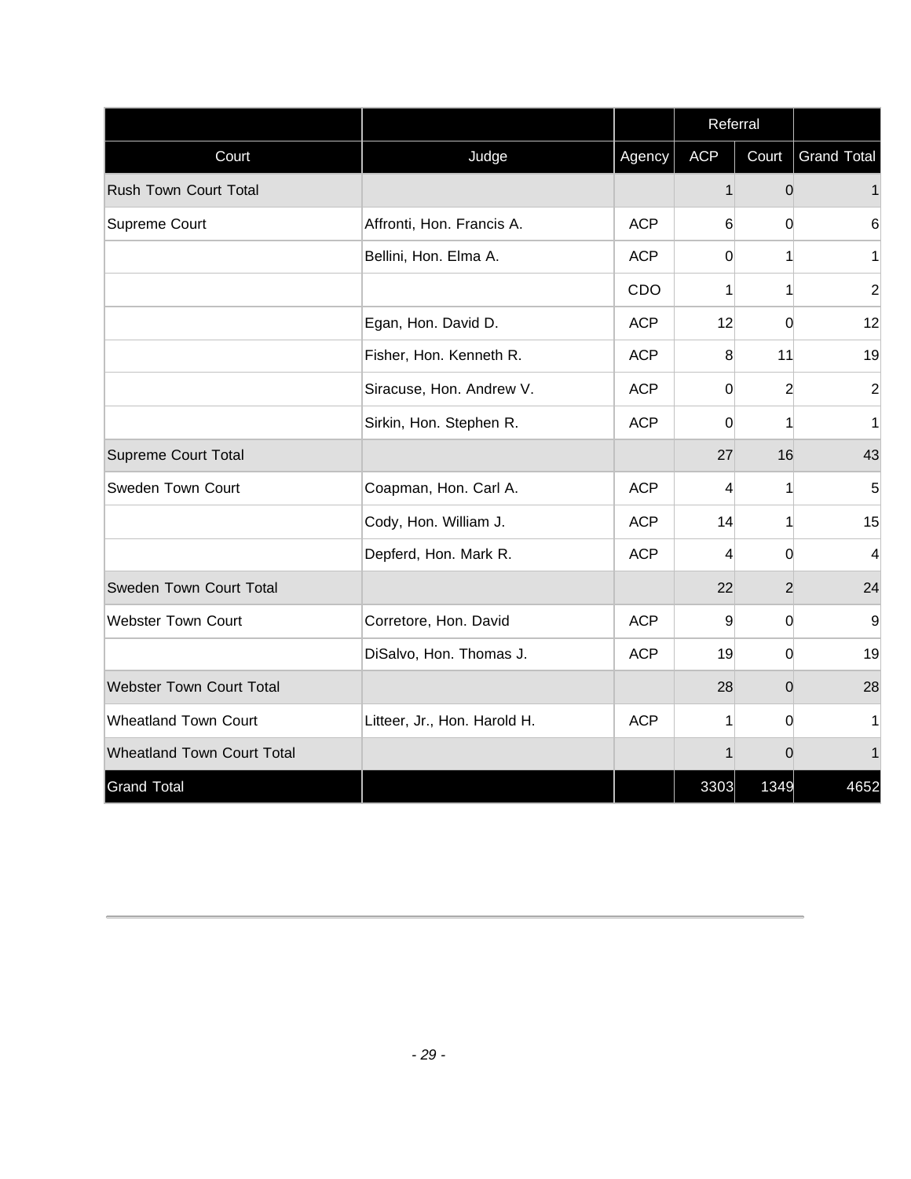| | | | Referral | | |
|---|---|---|---|---|---|
| Court | Judge | Agency | ACP | Court | Grand Total |
| Rush Town Court Total | | | 1 | 0 | 1 |
| Supreme Court | Affronti, Hon. Francis A. | ACP | 6 | 0 | 6 |
| | Bellini, Hon. Elma A. | ACP | 0 | 1 | 1 |
| | | CDO | 1 | 1 | 2 |
| | Egan, Hon. David D. | ACP | 12 | 0 | 12 |
| | Fisher, Hon. Kenneth R. | ACP | 8 | 11 | 19 |
| | Siracuse, Hon. Andrew V. | ACP | 0 | 2 | 2 |
| | Sirkin, Hon. Stephen R. | ACP | 0 | 1 | 1 |
| Supreme Court Total | | | 27 | 16 | 43 |
| Sweden Town Court | Coapman, Hon. Carl A. | ACP | 4 | 1 | 5 |
| | Cody, Hon. William J. | ACP | 14 | 1 | 15 |
| | Depferd, Hon. Mark R. | ACP | 4 | 0 | 4 |
| Sweden Town Court Total | | | 22 | 2 | 24 |
| Webster Town Court | Corretore, Hon. David | ACP | 9 | 0 | 9 |
| | DiSalvo, Hon. Thomas J. | ACP | 19 | 0 | 19 |
| Webster Town Court Total | | | 28 | 0 | 28 |
| Wheatland Town Court | Litteer, Jr., Hon. Harold H. | ACP | 1 | 0 | 1 |
| Wheatland Town Court Total | | | 1 | 0 | 1 |
| Grand Total | | | 3303 | 1349 | 4652 |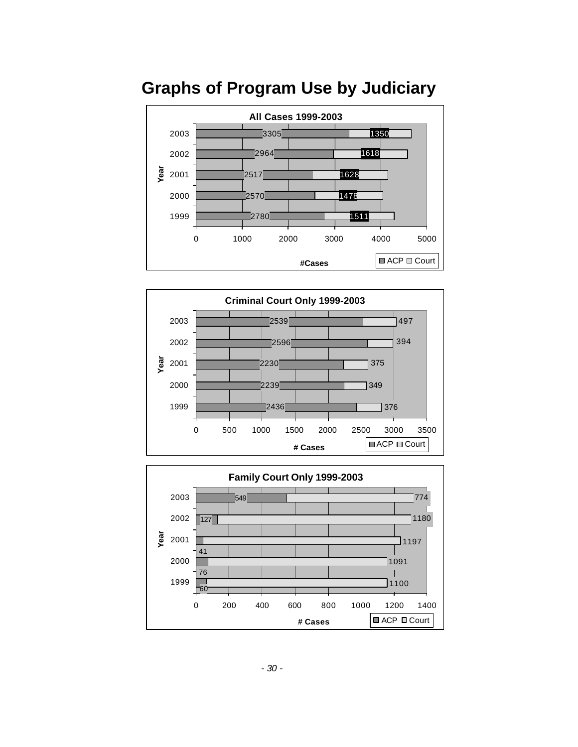# Graphs of Program Use by Judiciary

**All Cases 1999-2003**

| Year | ACP | Court |
| --- | --- | --- |
| 2003 | 3305 | 1350 |
| 2002 | 2964 | 1618 |
| 2001 | 2517 | 1628 |
| 2000 | 2570 | 1478 |
| 1999 | 2780 | 1511 |

**Criminal Court Only 1999-2003**

| Year | ACP | Court |
| --- | --- | --- |
| 2003 | 2539 | 497 |
| 2002 | 2596 | 394 |
| 2001 | 2230 | 375 |
| 2000 | 2239 | 349 |
| 1999 | 2436 | 376 |

**Family Court Only 1999-2003**

| Year | ACP | Court |
| --- | --- | --- |
| 2003 | 549 | 774 |
| 2002 | 127 | 1180 |
| 2001 | 41 | 1197 |
| 2000 | 76 | 1091 |
| 1999 | 60 | 1100 |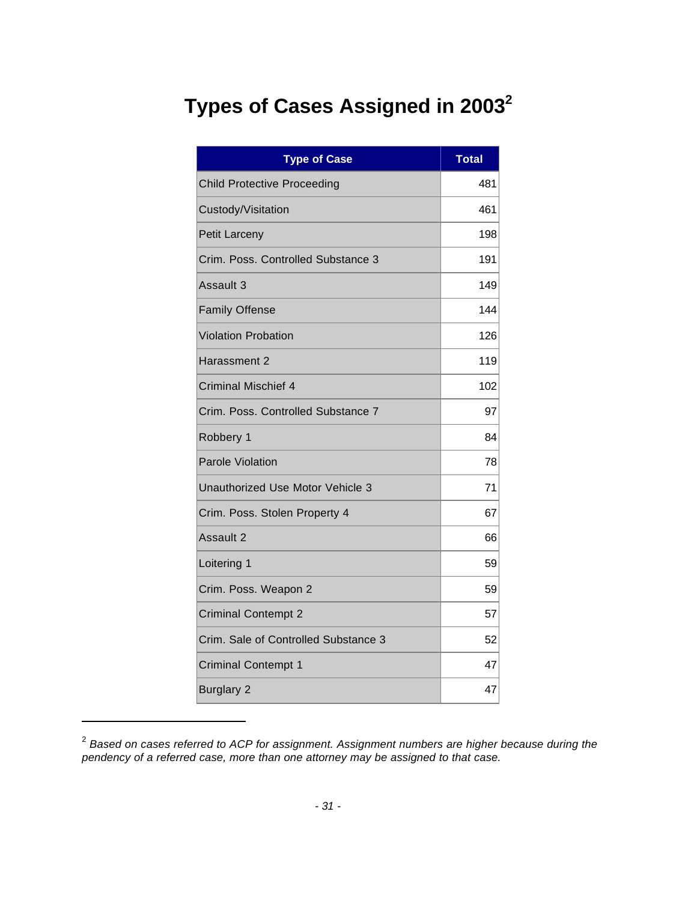# Types of Cases Assigned in 2003[2]

| Type of Case | Total |
|---|---|
| Child Protective Proceeding | 481 |
| Custody/Visitation | 461 |
| Petit Larceny | 198 |
| Crim. Poss. Controlled Substance 3 | 191 |
| Assault 3 | 149 |
| Family Offense | 144 |
| Violation Probation | 126 |
| Harassment 2 | 119 |
| Criminal Mischief 4 | 102 |
| Crim. Poss. Controlled Substance 7 | 97 |
| Robbery 1 | 84 |
| Parole Violation | 78 |
| Unauthorized Use Motor Vehicle 3 | 71 |
| Crim. Poss. Stolen Property 4 | 67 |
| Assault 2 | 66 |
| Loitering 1 | 59 |
| Crim. Poss. Weapon 2 | 59 |
| Criminal Contempt 2 | 57 |
| Crim. Sale of Controlled Substance 3 | 52 |
| Criminal Contempt 1 | 47 |
| Burglary 2 | 47 |

[2] *Based on cases referred to ACP for assignment. Assignment numbers are higher because during the pendency of a referred case, more than one attorney may be assigned to that case.*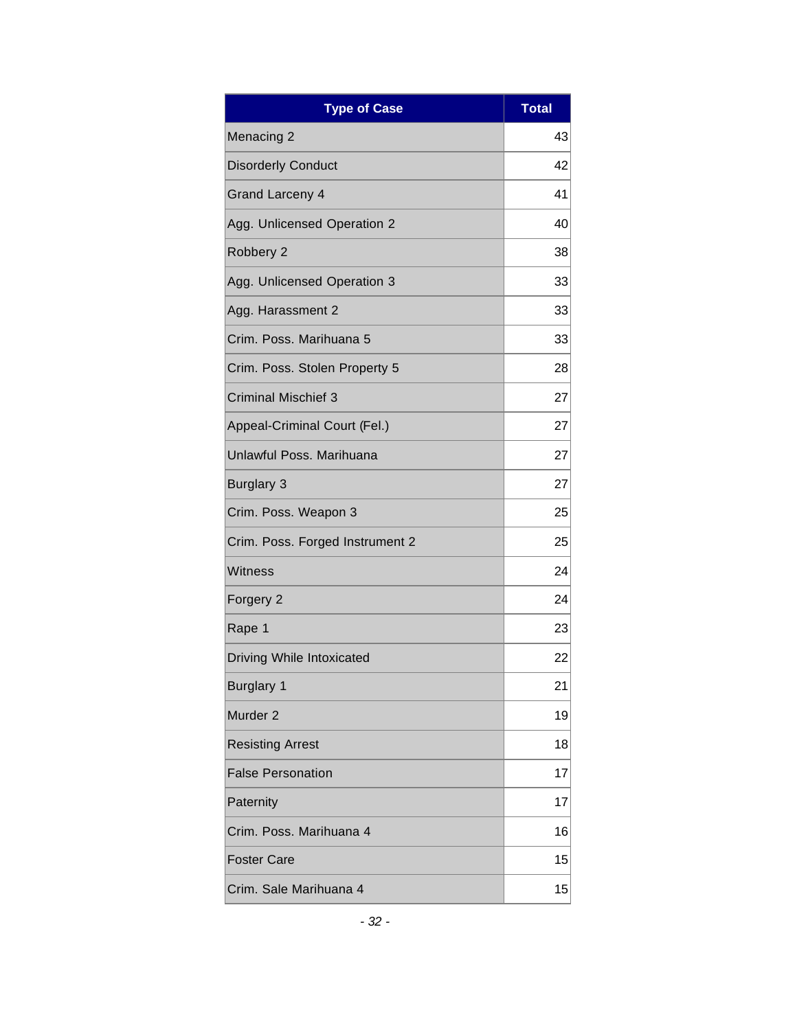| Type of Case | Total |
|---|---|
| Menacing 2 | 43 |
| Disorderly Conduct | 42 |
| Grand Larceny 4 | 41 |
| Agg. Unlicensed Operation 2 | 40 |
| Robbery 2 | 38 |
| Agg. Unlicensed Operation 3 | 33 |
| Agg. Harassment 2 | 33 |
| Crim. Poss. Marihuana 5 | 33 |
| Crim. Poss. Stolen Property 5 | 28 |
| Criminal Mischief 3 | 27 |
| Appeal-Criminal Court (Fel.) | 27 |
| Unlawful Poss. Marihuana | 27 |
| Burglary 3 | 27 |
| Crim. Poss. Weapon 3 | 25 |
| Crim. Poss. Forged Instrument 2 | 25 |
| Witness | 24 |
| Forgery 2 | 24 |
| Rape 1 | 23 |
| Driving While Intoxicated | 22 |
| Burglary 1 | 21 |
| Murder 2 | 19 |
| Resisting Arrest | 18 |
| False Personation | 17 |
| Paternity | 17 |
| Crim. Poss. Marihuana 4 | 16 |
| Foster Care | 15 |
| Crim. Sale Marihuana 4 | 15 |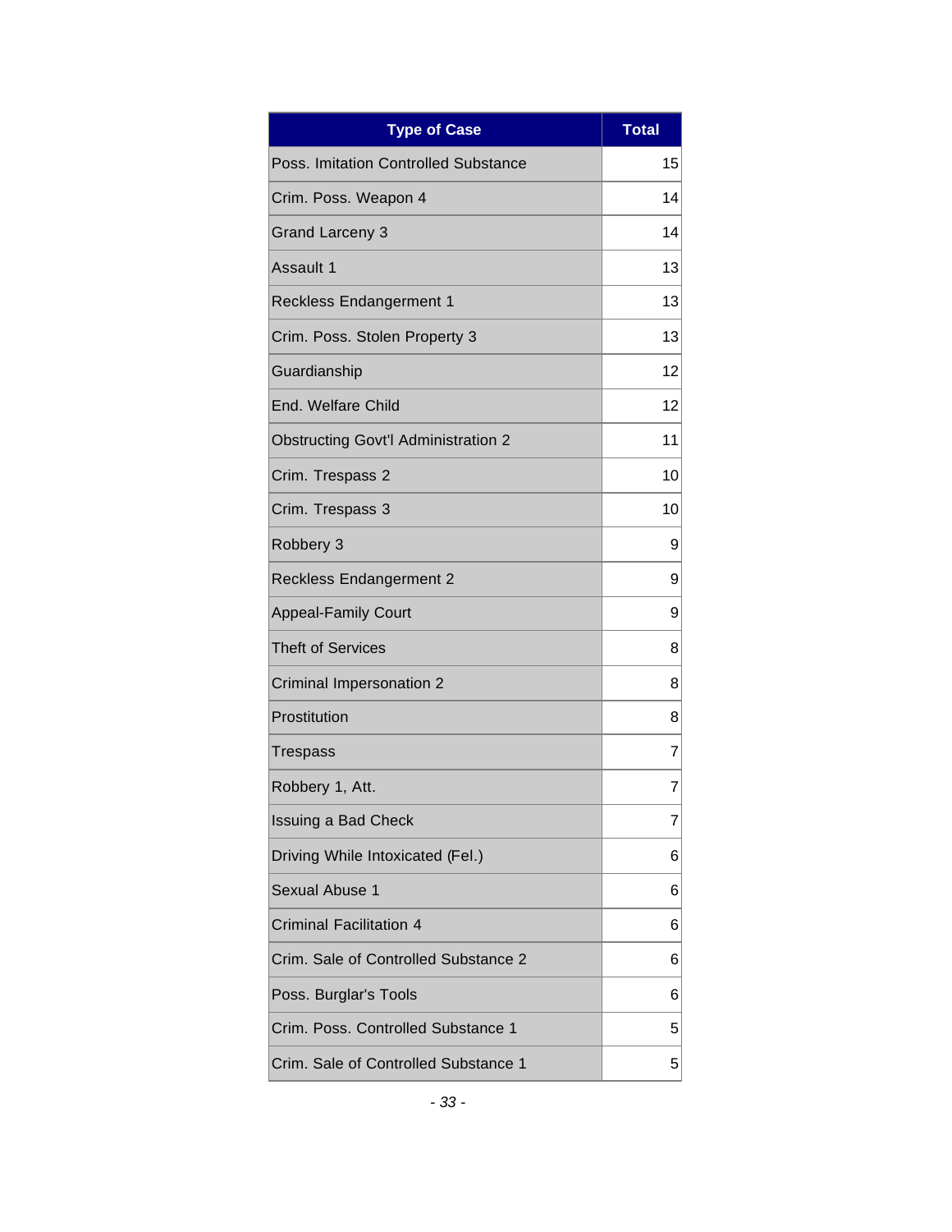| Type of Case | Total |
| --- | --- |
| Poss. Imitation Controlled Substance | 15 |
| Crim. Poss. Weapon 4 | 14 |
| Grand Larceny 3 | 14 |
| Assault 1 | 13 |
| Reckless Endangerment 1 | 13 |
| Crim. Poss. Stolen Property 3 | 13 |
| Guardianship | 12 |
| End. Welfare Child | 12 |
| Obstructing Govt'l Administration 2 | 11 |
| Crim. Trespass 2 | 10 |
| Crim. Trespass 3 | 10 |
| Robbery 3 | 9 |
| Reckless Endangerment 2 | 9 |
| Appeal-Family Court | 9 |
| Theft of Services | 8 |
| Criminal Impersonation 2 | 8 |
| Prostitution | 8 |
| Trespass | 7 |
| Robbery 1, Att. | 7 |
| Issuing a Bad Check | 7 |
| Driving While Intoxicated (Fel.) | 6 |
| Sexual Abuse 1 | 6 |
| Criminal Facilitation 4 | 6 |
| Crim. Sale of Controlled Substance 2 | 6 |
| Poss. Burglar's Tools | 6 |
| Crim. Poss. Controlled Substance 1 | 5 |
| Crim. Sale of Controlled Substance 1 | 5 |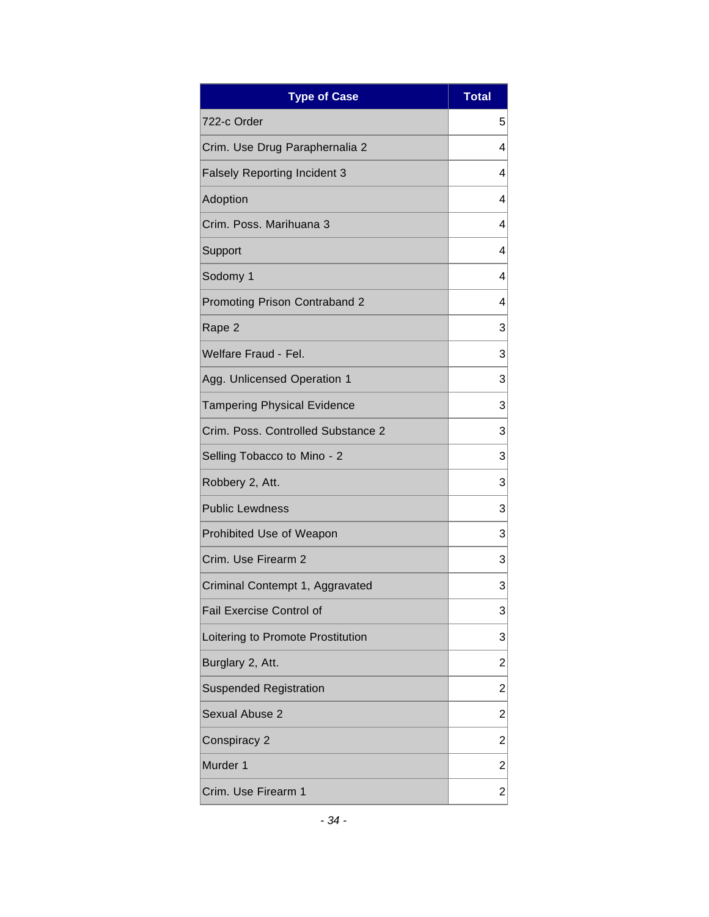| Type of Case | Total |
|---|---|
| 722-c Order | 5 |
| Crim. Use Drug Paraphernalia 2 | 4 |
| Falsely Reporting Incident 3 | 4 |
| Adoption | 4 |
| Crim. Poss. Marihuana 3 | 4 |
| Support | 4 |
| Sodomy 1 | 4 |
| Promoting Prison Contraband 2 | 4 |
| Rape 2 | 3 |
| Welfare Fraud - Fel. | 3 |
| Agg. Unlicensed Operation 1 | 3 |
| Tampering Physical Evidence | 3 |
| Crim. Poss. Controlled Substance 2 | 3 |
| Selling Tobacco to Mino - 2 | 3 |
| Robbery 2, Att. | 3 |
| Public Lewdness | 3 |
| Prohibited Use of Weapon | 3 |
| Crim. Use Firearm 2 | 3 |
| Criminal Contempt 1, Aggravated | 3 |
| Fail Exercise Control of | 3 |
| Loitering to Promote Prostitution | 3 |
| Burglary 2, Att. | 2 |
| Suspended Registration | 2 |
| Sexual Abuse 2 | 2 |
| Conspiracy 2 | 2 |
| Murder 1 | 2 |
| Crim. Use Firearm 1 | 2 |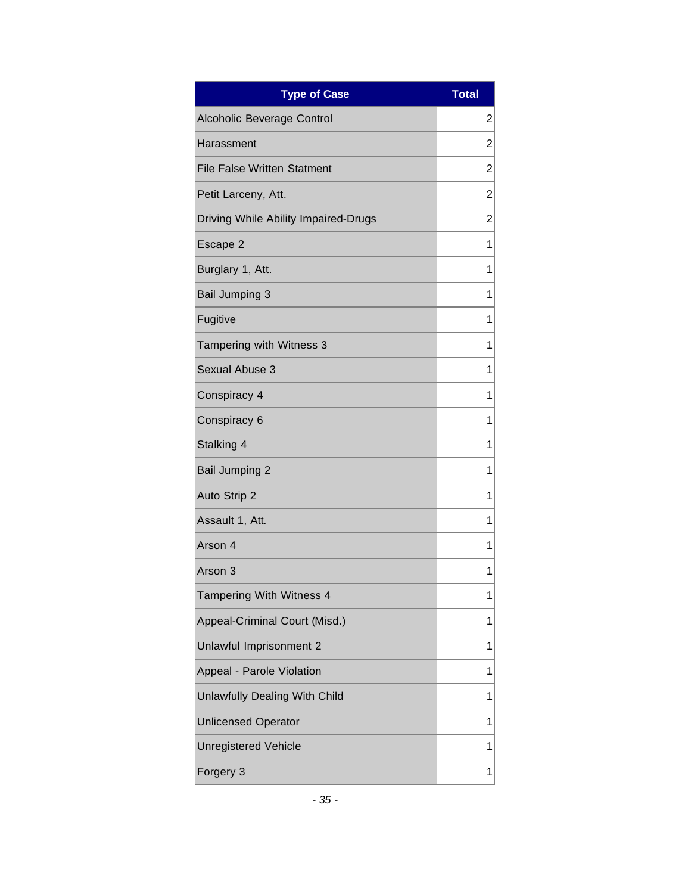| Type of Case | Total |
| --- | --- |
| Alcoholic Beverage Control | 2 |
| Harassment | 2 |
| File False Written Statment | 2 |
| Petit Larceny, Att. | 2 |
| Driving While Ability Impaired-Drugs | 2 |
| Escape 2 | 1 |
| Burglary 1, Att. | 1 |
| Bail Jumping 3 | 1 |
| Fugitive | 1 |
| Tampering with Witness 3 | 1 |
| Sexual Abuse 3 | 1 |
| Conspiracy 4 | 1 |
| Conspiracy 6 | 1 |
| Stalking 4 | 1 |
| Bail Jumping 2 | 1 |
| Auto Strip 2 | 1 |
| Assault 1, Att. | 1 |
| Arson 4 | 1 |
| Arson 3 | 1 |
| Tampering With Witness 4 | 1 |
| Appeal-Criminal Court (Misd.) | 1 |
| Unlawful Imprisonment 2 | 1 |
| Appeal - Parole Violation | 1 |
| Unlawfully Dealing With Child | 1 |
| Unlicensed Operator | 1 |
| Unregistered Vehicle | 1 |
| Forgery 3 | 1 |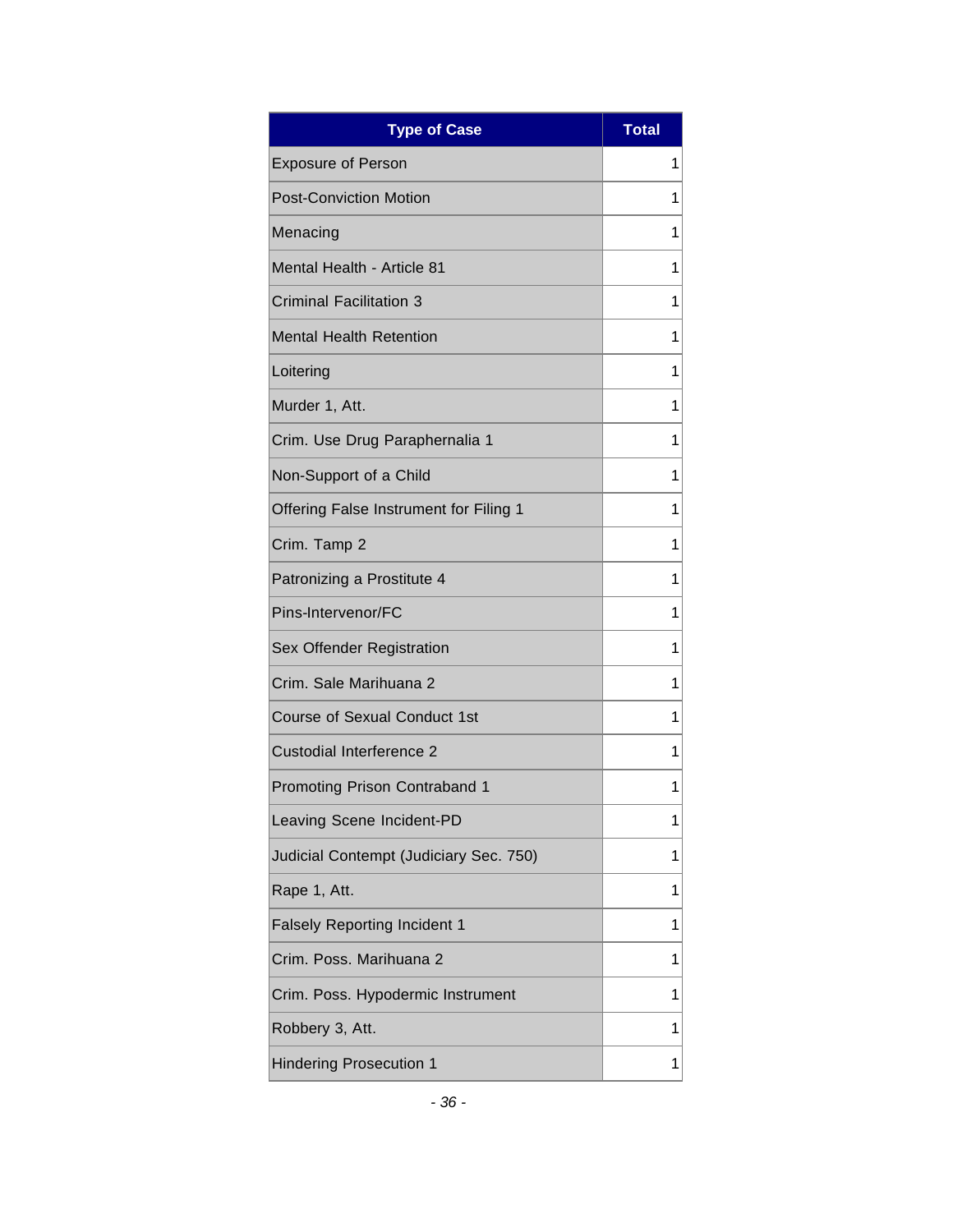| Type of Case | Total |
|---|---|
| Exposure of Person | 1 |
| Post-Conviction Motion | 1 |
| Menacing | 1 |
| Mental Health - Article 81 | 1 |
| Criminal Facilitation 3 | 1 |
| Mental Health Retention | 1 |
| Loitering | 1 |
| Murder 1, Att. | 1 |
| Crim. Use Drug Paraphernalia 1 | 1 |
| Non-Support of a Child | 1 |
| Offering False Instrument for Filing 1 | 1 |
| Crim. Tamp 2 | 1 |
| Patronizing a Prostitute 4 | 1 |
| Pins-Intervenor/FC | 1 |
| Sex Offender Registration | 1 |
| Crim. Sale Marihuana 2 | 1 |
| Course of Sexual Conduct 1st | 1 |
| Custodial Interference 2 | 1 |
| Promoting Prison Contraband 1 | 1 |
| Leaving Scene Incident-PD | 1 |
| Judicial Contempt (Judiciary Sec. 750) | 1 |
| Rape 1, Att. | 1 |
| Falsely Reporting Incident 1 | 1 |
| Crim. Poss. Marihuana 2 | 1 |
| Crim. Poss. Hypodermic Instrument | 1 |
| Robbery 3, Att. | 1 |
| Hindering Prosecution 1 | 1 |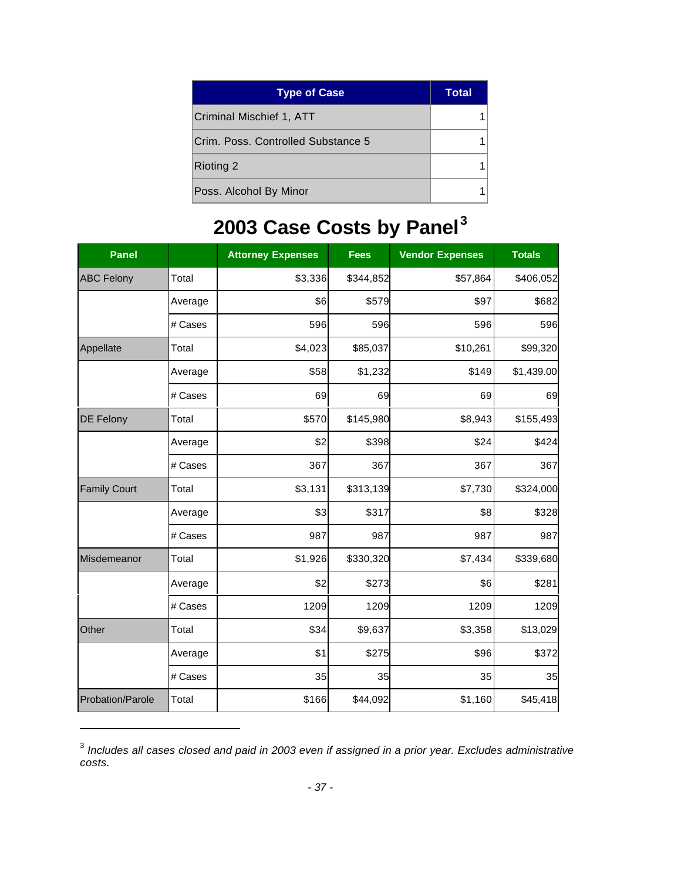| Type of Case | Total |
|---|---|
| Criminal Mischief 1, ATT | 1 |
| Crim. Poss. Controlled Substance 5 | 1 |
| Rioting 2 | 1 |
| Poss. Alcohol By Minor | 1 |

# 2003 Case Costs by Panel[3]

| Panel | | Attorney Expenses | Fees | Vendor Expenses | Totals |
|---|---|---|---|---|---|
| ABC Felony | Total | $3,336 | $344,852 | $57,864 | $406,052 |
| | Average | $6 | $579 | $97 | $682 |
| | # Cases | 596 | 596 | 596 | 596 |
| Appellate | Total | $4,023 | $85,037 | $10,261 | $99,320 |
| | Average | $58 | $1,232 | $149 | $1,439.00 |
| | # Cases | 69 | 69 | 69 | 69 |
| DE Felony | Total | $570 | $145,980 | $8,943 | $155,493 |
| | Average | $2 | $398 | $24 | $424 |
| | # Cases | 367 | 367 | 367 | 367 |
| Family Court | Total | $3,131 | $313,139 | $7,730 | $324,000 |
| | Average | $3 | $317 | $8 | $328 |
| | # Cases | 987 | 987 | 987 | 987 |
| Misdemeanor | Total | $1,926 | $330,320 | $7,434 | $339,680 |
| | Average | $2 | $273 | $6 | $281 |
| | # Cases | 1209 | 1209 | 1209 | 1209 |
| Other | Total | $34 | $9,637 | $3,358 | $13,029 |
| | Average | $1 | $275 | $96 | $372 |
| | # Cases | 35 | 35 | 35 | 35 |
| Probation/Parole | Total | $166 | $44,092 | $1,160 | $45,418 |

[3] *Includes all cases closed and paid in 2003 even if assigned in a prior year. Excludes administrative costs.*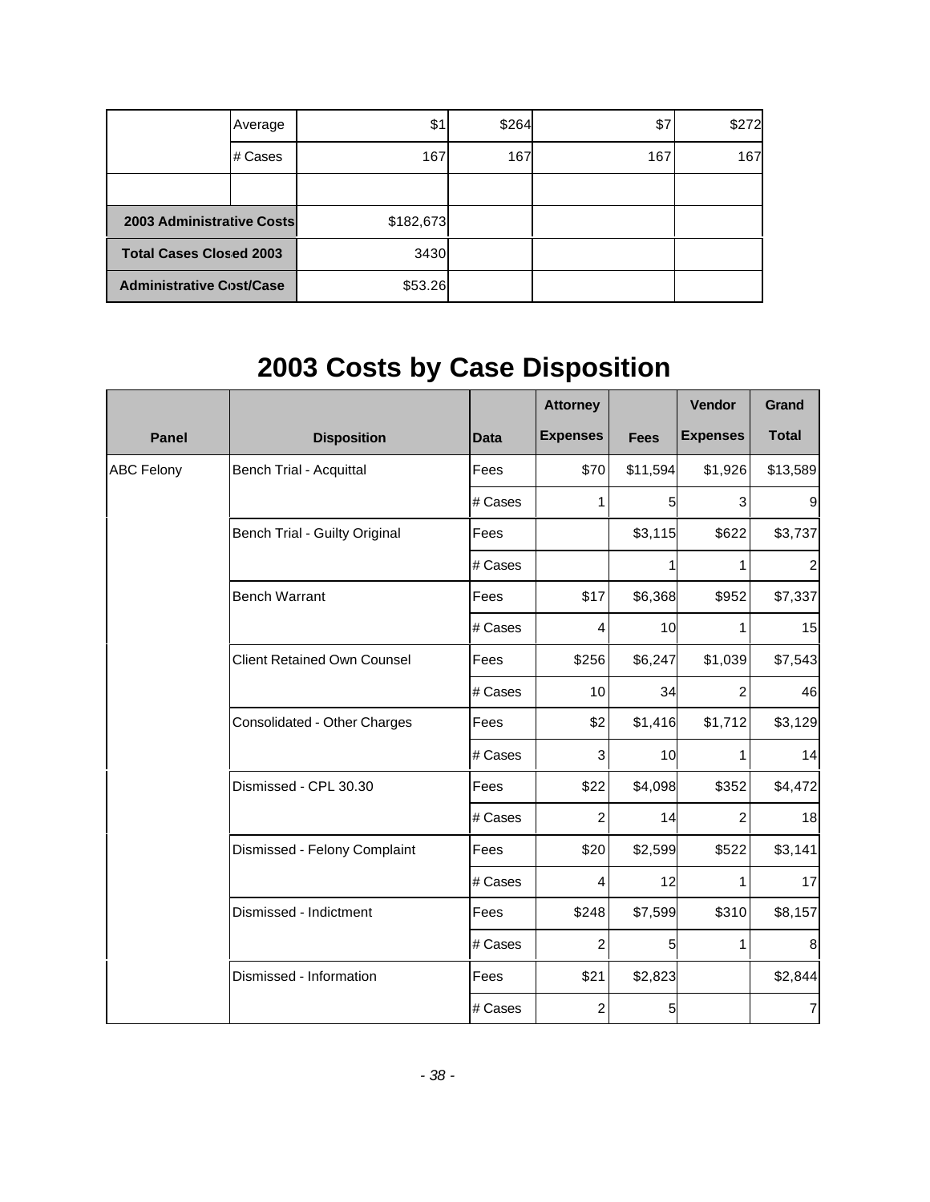| | | | | | |
|---|---|---|---|---|---|
| | Average | $1 | $264 | $7 | $272 |
| | # Cases | 167 | 167 | 167 | 167 |
| | | | | | |
| **2003 Administrative Costs** | | $182,673 | | | |
| **Total Cases Closed 2003** | | 3430 | | | |
| **Administrative Cost/Case** | | $53.26 | | | |

# 2003 Costs by Case Disposition

| Panel | Disposition | Data | Attorney Expenses | Fees | Vendor Expenses | Grand Total |
|---|---|---|---|---|---|---|
| ABC Felony | Bench Trial - Acquittal | Fees | $70 | $11,594 | $1,926 | $13,589 |
| | | # Cases | 1 | 5 | 3 | 9 |
| | Bench Trial - Guilty Original | Fees | | $3,115 | $622 | $3,737 |
| | | # Cases | | 1 | 1 | 2 |
| | Bench Warrant | Fees | $17 | $6,368 | $952 | $7,337 |
| | | # Cases | 4 | 10 | 1 | 15 |
| | Client Retained Own Counsel | Fees | $256 | $6,247 | $1,039 | $7,543 |
| | | # Cases | 10 | 34 | 2 | 46 |
| | Consolidated - Other Charges | Fees | $2 | $1,416 | $1,712 | $3,129 |
| | | # Cases | 3 | 10 | 1 | 14 |
| | Dismissed - CPL 30.30 | Fees | $22 | $4,098 | $352 | $4,472 |
| | | # Cases | 2 | 14 | 2 | 18 |
| | Dismissed - Felony Complaint | Fees | $20 | $2,599 | $522 | $3,141 |
| | | # Cases | 4 | 12 | 1 | 17 |
| | Dismissed - Indictment | Fees | $248 | $7,599 | $310 | $8,157 |
| | | # Cases | 2 | 5 | 1 | 8 |
| | Dismissed - Information | Fees | $21 | $2,823 | | $2,844 |
| | | # Cases | 2 | 5 | | 7 |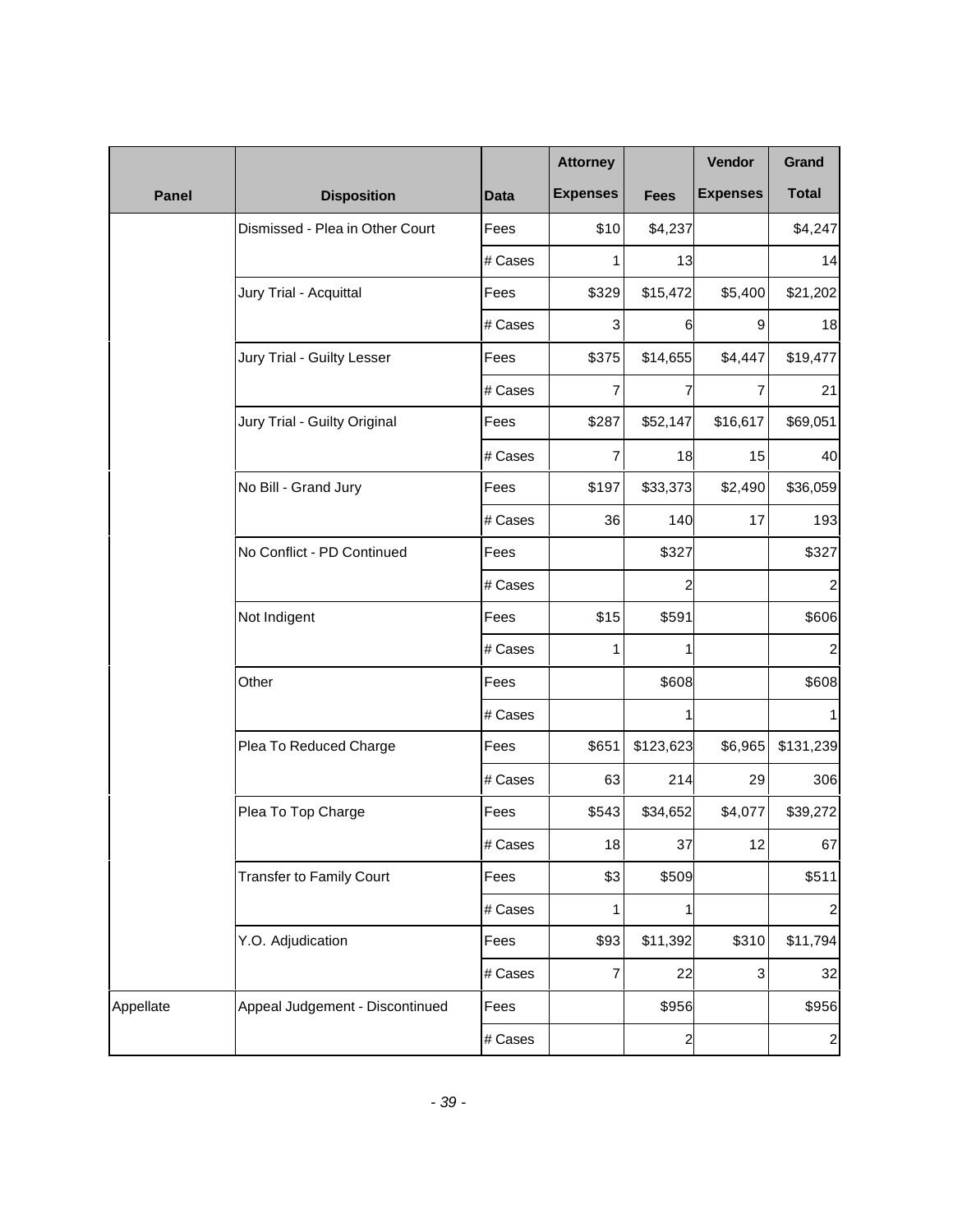| Panel | Disposition | Data | Attorney Expenses | Fees | Vendor Expenses | Grand Total |
|---|---|---|---|---|---|---|
| | Dismissed - Plea in Other Court | Fees | $10 | $4,237 | | $4,247 |
| | | # Cases | 1 | 13 | | 14 |
| | Jury Trial - Acquittal | Fees | $329 | $15,472 | $5,400 | $21,202 |
| | | # Cases | 3 | 6 | 9 | 18 |
| | Jury Trial - Guilty Lesser | Fees | $375 | $14,655 | $4,447 | $19,477 |
| | | # Cases | 7 | 7 | 7 | 21 |
| | Jury Trial - Guilty Original | Fees | $287 | $52,147 | $16,617 | $69,051 |
| | | # Cases | 7 | 18 | 15 | 40 |
| | No Bill - Grand Jury | Fees | $197 | $33,373 | $2,490 | $36,059 |
| | | # Cases | 36 | 140 | 17 | 193 |
| | No Conflict - PD Continued | Fees | | $327 | | $327 |
| | | # Cases | | 2 | | 2 |
| | Not Indigent | Fees | $15 | $591 | | $606 |
| | | # Cases | 1 | 1 | | 2 |
| | Other | Fees | | $608 | | $608 |
| | | # Cases | | 1 | | 1 |
| | Plea To Reduced Charge | Fees | $651 | $123,623 | $6,965 | $131,239 |
| | | # Cases | 63 | 214 | 29 | 306 |
| | Plea To Top Charge | Fees | $543 | $34,652 | $4,077 | $39,272 |
| | | # Cases | 18 | 37 | 12 | 67 |
| | Transfer to Family Court | Fees | $3 | $509 | | $511 |
| | | # Cases | 1 | 1 | | 2 |
| | Y.O. Adjudication | Fees | $93 | $11,392 | $310 | $11,794 |
| | | # Cases | 7 | 22 | 3 | 32 |
| Appellate | Appeal Judgement - Discontinued | Fees | | $956 | | $956 |
| | | # Cases | | 2 | | 2 |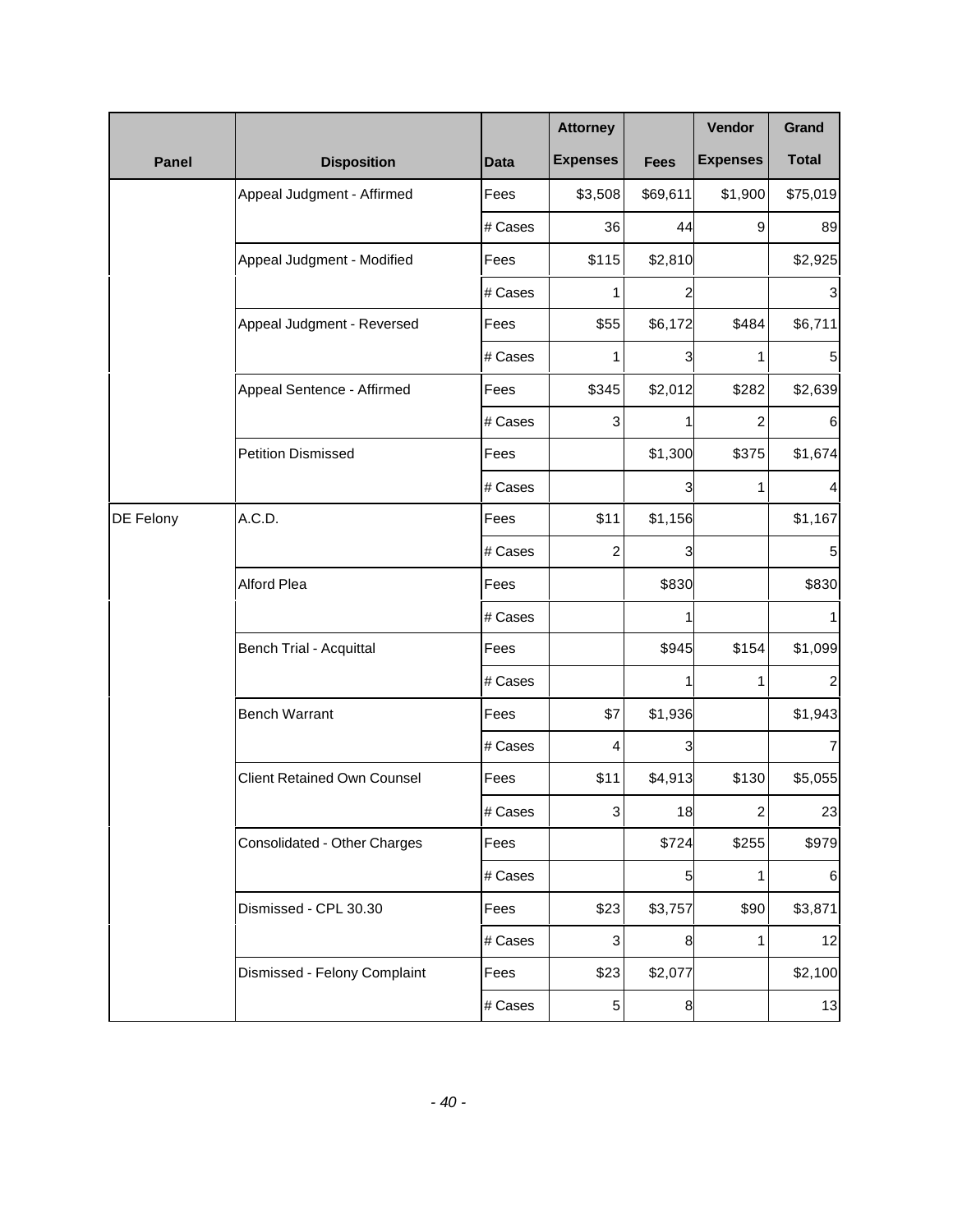| Panel | Disposition | Data | Attorney Expenses | Fees | Vendor Expenses | Grand Total |
|---|---|---|---|---|---|---|
| | Appeal Judgment - Affirmed | Fees | $3,508 | $69,611 | $1,900 | $75,019 |
| | | # Cases | 36 | 44 | 9 | 89 |
| | Appeal Judgment - Modified | Fees | $115 | $2,810 | | $2,925 |
| | | # Cases | 1 | 2 | | 3 |
| | Appeal Judgment - Reversed | Fees | $55 | $6,172 | $484 | $6,711 |
| | | # Cases | 1 | 3 | 1 | 5 |
| | Appeal Sentence - Affirmed | Fees | $345 | $2,012 | $282 | $2,639 |
| | | # Cases | 3 | 1 | 2 | 6 |
| | Petition Dismissed | Fees | | $1,300 | $375 | $1,674 |
| | | # Cases | | 3 | 1 | 4 |
| DE Felony | A.C.D. | Fees | $11 | $1,156 | | $1,167 |
| | | # Cases | 2 | 3 | | 5 |
| | Alford Plea | Fees | | $830 | | $830 |
| | | # Cases | | 1 | | 1 |
| | Bench Trial - Acquittal | Fees | | $945 | $154 | $1,099 |
| | | # Cases | | 1 | 1 | 2 |
| | Bench Warrant | Fees | $7 | $1,936 | | $1,943 |
| | | # Cases | 4 | 3 | | 7 |
| | Client Retained Own Counsel | Fees | $11 | $4,913 | $130 | $5,055 |
| | | # Cases | 3 | 18 | 2 | 23 |
| | Consolidated - Other Charges | Fees | | $724 | $255 | $979 |
| | | # Cases | | 5 | 1 | 6 |
| | Dismissed - CPL 30.30 | Fees | $23 | $3,757 | $90 | $3,871 |
| | | # Cases | 3 | 8 | 1 | 12 |
| | Dismissed - Felony Complaint | Fees | $23 | $2,077 | | $2,100 |
| | | # Cases | 5 | 8 | | 13 |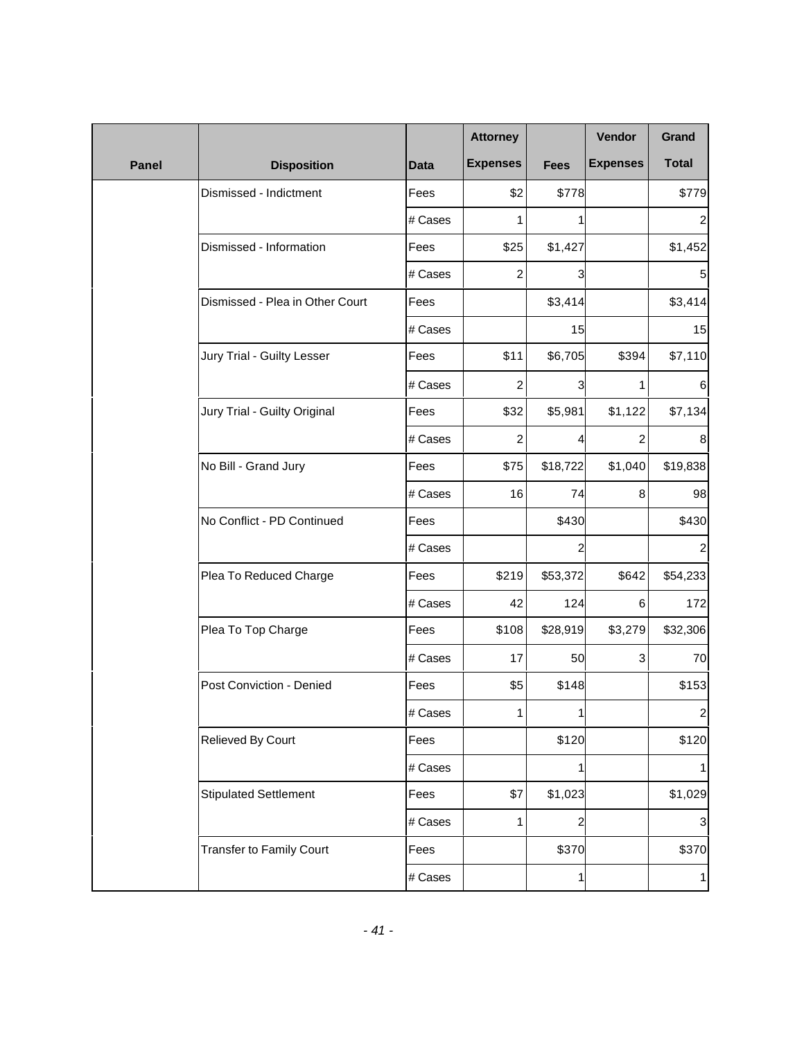| Panel | Disposition | Data | Attorney Expenses | Fees | Vendor Expenses | Grand Total |
|---|---|---|---|---|---|---|
| | Dismissed - Indictment | Fees | $2 | $778 | | $779 |
| | | # Cases | 1 | 1 | | 2 |
| | Dismissed - Information | Fees | $25 | $1,427 | | $1,452 |
| | | # Cases | 2 | 3 | | 5 |
| | Dismissed - Plea in Other Court | Fees | | $3,414 | | $3,414 |
| | | # Cases | | 15 | | 15 |
| | Jury Trial - Guilty Lesser | Fees | $11 | $6,705 | $394 | $7,110 |
| | | # Cases | 2 | 3 | 1 | 6 |
| | Jury Trial - Guilty Original | Fees | $32 | $5,981 | $1,122 | $7,134 |
| | | # Cases | 2 | 4 | 2 | 8 |
| | No Bill - Grand Jury | Fees | $75 | $18,722 | $1,040 | $19,838 |
| | | # Cases | 16 | 74 | 8 | 98 |
| | No Conflict - PD Continued | Fees | | $430 | | $430 |
| | | # Cases | | 2 | | 2 |
| | Plea To Reduced Charge | Fees | $219 | $53,372 | $642 | $54,233 |
| | | # Cases | 42 | 124 | 6 | 172 |
| | Plea To Top Charge | Fees | $108 | $28,919 | $3,279 | $32,306 |
| | | # Cases | 17 | 50 | 3 | 70 |
| | Post Conviction - Denied | Fees | $5 | $148 | | $153 |
| | | # Cases | 1 | 1 | | 2 |
| | Relieved By Court | Fees | | $120 | | $120 |
| | | # Cases | | 1 | | 1 |
| | Stipulated Settlement | Fees | $7 | $1,023 | | $1,029 |
| | | # Cases | 1 | 2 | | 3 |
| | Transfer to Family Court | Fees | | $370 | | $370 |
| | | # Cases | | 1 | | 1 |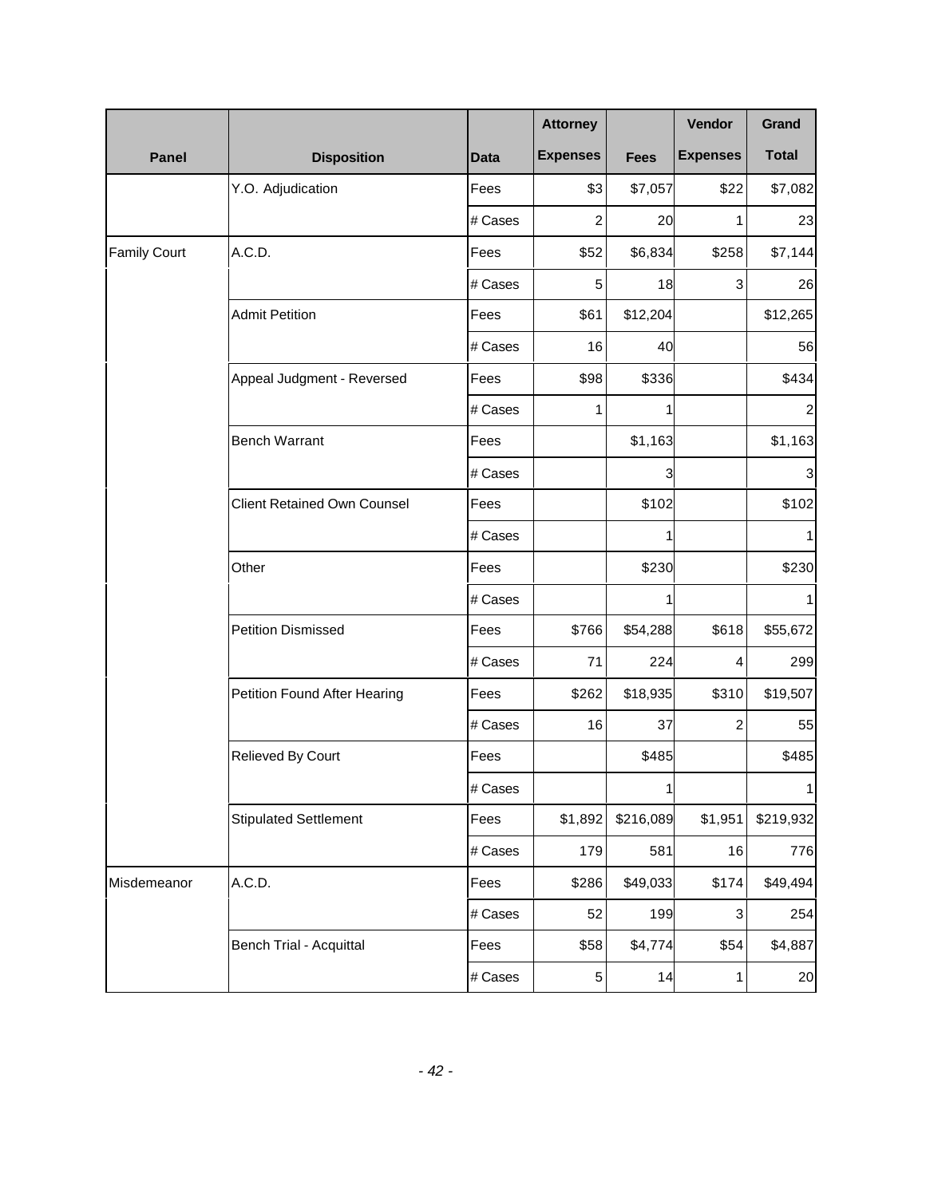| Panel | Disposition | Data | Attorney Expenses | Fees | Vendor Expenses | Grand Total |
|---|---|---|---|---|---|---|
| | Y.O. Adjudication | Fees | $3 | $7,057 | $22 | $7,082 |
| | | # Cases | 2 | 20 | 1 | 23 |
| Family Court | A.C.D. | Fees | $52 | $6,834 | $258 | $7,144 |
| | | # Cases | 5 | 18 | 3 | 26 |
| | Admit Petition | Fees | $61 | $12,204 | | $12,265 |
| | | # Cases | 16 | 40 | | 56 |
| | Appeal Judgment - Reversed | Fees | $98 | $336 | | $434 |
| | | # Cases | 1 | 1 | | 2 |
| | Bench Warrant | Fees | | $1,163 | | $1,163 |
| | | # Cases | | 3 | | 3 |
| | Client Retained Own Counsel | Fees | | $102 | | $102 |
| | | # Cases | | 1 | | 1 |
| | Other | Fees | | $230 | | $230 |
| | | # Cases | | 1 | | 1 |
| | Petition Dismissed | Fees | $766 | $54,288 | $618 | $55,672 |
| | | # Cases | 71 | 224 | 4 | 299 |
| | Petition Found After Hearing | Fees | $262 | $18,935 | $310 | $19,507 |
| | | # Cases | 16 | 37 | 2 | 55 |
| | Relieved By Court | Fees | | $485 | | $485 |
| | | # Cases | | 1 | | 1 |
| | Stipulated Settlement | Fees | $1,892 | $216,089 | $1,951 | $219,932 |
| | | # Cases | 179 | 581 | 16 | 776 |
| Misdemeanor | A.C.D. | Fees | $286 | $49,033 | $174 | $49,494 |
| | | # Cases | 52 | 199 | 3 | 254 |
| | Bench Trial - Acquittal | Fees | $58 | $4,774 | $54 | $4,887 |
| | | # Cases | 5 | 14 | 1 | 20 |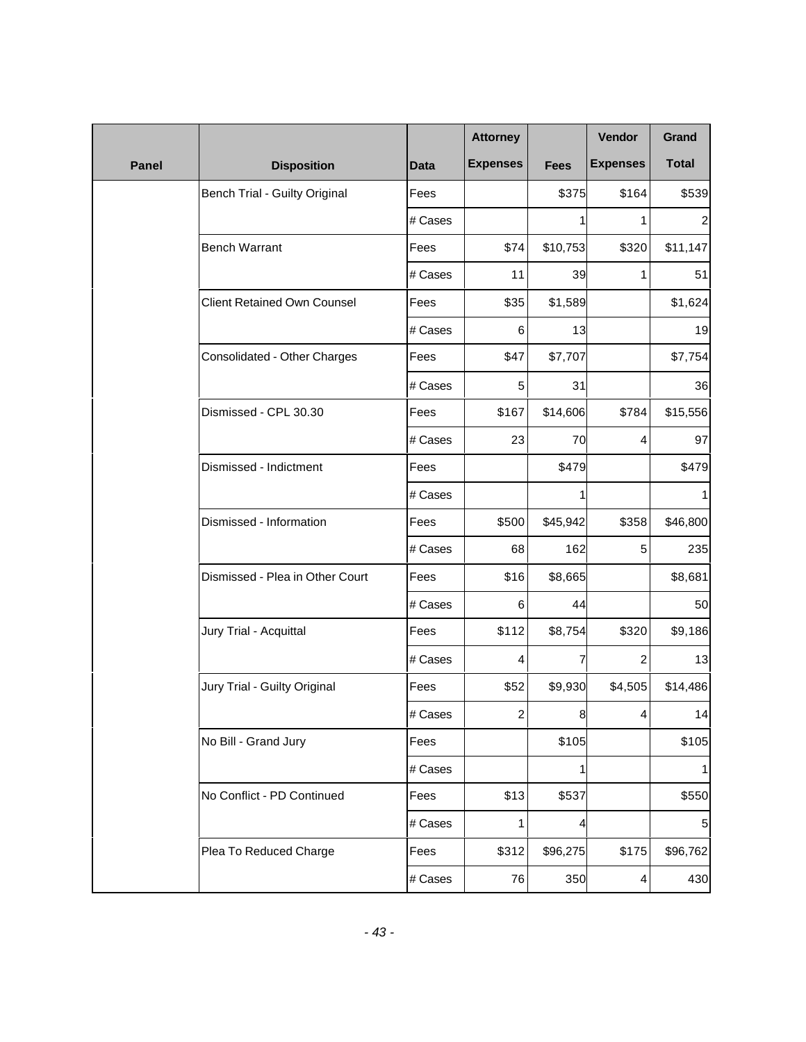| Panel | Disposition | Data | Attorney Expenses | Fees | Vendor Expenses | Grand Total |
|---|---|---|---|---|---|---|
| | Bench Trial - Guilty Original | Fees | | $375 | $164 | $539 |
| | | # Cases | | 1 | 1 | 2 |
| | Bench Warrant | Fees | $74 | $10,753 | $320 | $11,147 |
| | | # Cases | 11 | 39 | 1 | 51 |
| | Client Retained Own Counsel | Fees | $35 | $1,589 | | $1,624 |
| | | # Cases | 6 | 13 | | 19 |
| | Consolidated - Other Charges | Fees | $47 | $7,707 | | $7,754 |
| | | # Cases | 5 | 31 | | 36 |
| | Dismissed - CPL 30.30 | Fees | $167 | $14,606 | $784 | $15,556 |
| | | # Cases | 23 | 70 | 4 | 97 |
| | Dismissed - Indictment | Fees | | $479 | | $479 |
| | | # Cases | | 1 | | 1 |
| | Dismissed - Information | Fees | $500 | $45,942 | $358 | $46,800 |
| | | # Cases | 68 | 162 | 5 | 235 |
| | Dismissed - Plea in Other Court | Fees | $16 | $8,665 | | $8,681 |
| | | # Cases | 6 | 44 | | 50 |
| | Jury Trial - Acquittal | Fees | $112 | $8,754 | $320 | $9,186 |
| | | # Cases | 4 | 7 | 2 | 13 |
| | Jury Trial - Guilty Original | Fees | $52 | $9,930 | $4,505 | $14,486 |
| | | # Cases | 2 | 8 | 4 | 14 |
| | No Bill - Grand Jury | Fees | | $105 | | $105 |
| | | # Cases | | 1 | | 1 |
| | No Conflict - PD Continued | Fees | $13 | $537 | | $550 |
| | | # Cases | 1 | 4 | | 5 |
| | Plea To Reduced Charge | Fees | $312 | $96,275 | $175 | $96,762 |
| | | # Cases | 76 | 350 | 4 | 430 |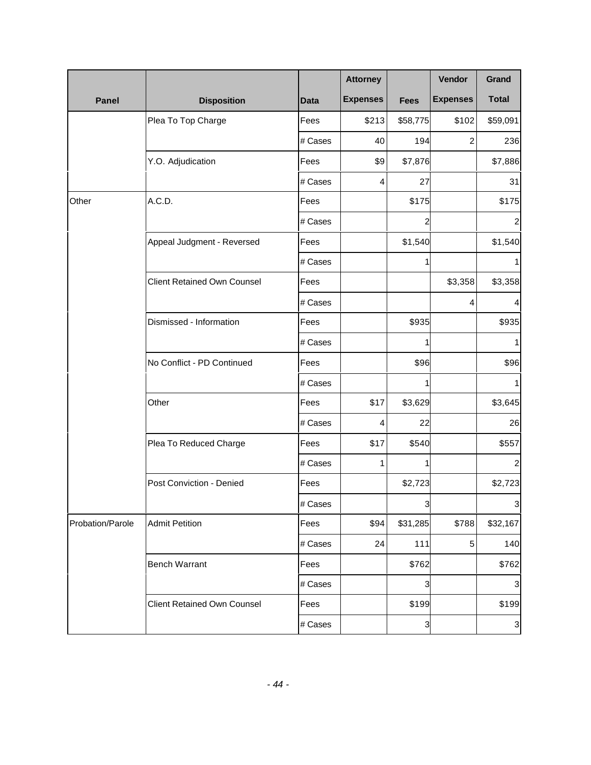| Panel | Disposition | Data | Attorney Expenses | Fees | Vendor Expenses | Grand Total |
|---|---|---|---|---|---|---|
| | Plea To Top Charge | Fees | $213 | $58,775 | $102 | $59,091 |
| | | # Cases | 40 | 194 | 2 | 236 |
| | Y.O. Adjudication | Fees | $9 | $7,876 | | $7,886 |
| | | # Cases | 4 | 27 | | 31 |
| Other | A.C.D. | Fees | | $175 | | $175 |
| | | # Cases | | 2 | | 2 |
| | Appeal Judgment - Reversed | Fees | | $1,540 | | $1,540 |
| | | # Cases | | 1 | | 1 |
| | Client Retained Own Counsel | Fees | | | $3,358 | $3,358 |
| | | # Cases | | | 4 | 4 |
| | Dismissed - Information | Fees | | $935 | | $935 |
| | | # Cases | | 1 | | 1 |
| | No Conflict - PD Continued | Fees | | $96 | | $96 |
| | | # Cases | | 1 | | 1 |
| | Other | Fees | $17 | $3,629 | | $3,645 |
| | | # Cases | 4 | 22 | | 26 |
| | Plea To Reduced Charge | Fees | $17 | $540 | | $557 |
| | | # Cases | 1 | 1 | | 2 |
| | Post Conviction - Denied | Fees | | $2,723 | | $2,723 |
| | | # Cases | | 3 | | 3 |
| Probation/Parole | Admit Petition | Fees | $94 | $31,285 | $788 | $32,167 |
| | | # Cases | 24 | 111 | 5 | 140 |
| | Bench Warrant | Fees | | $762 | | $762 |
| | | # Cases | | 3 | | 3 |
| | Client Retained Own Counsel | Fees | | $199 | | $199 |
| | | # Cases | | 3 | | 3 |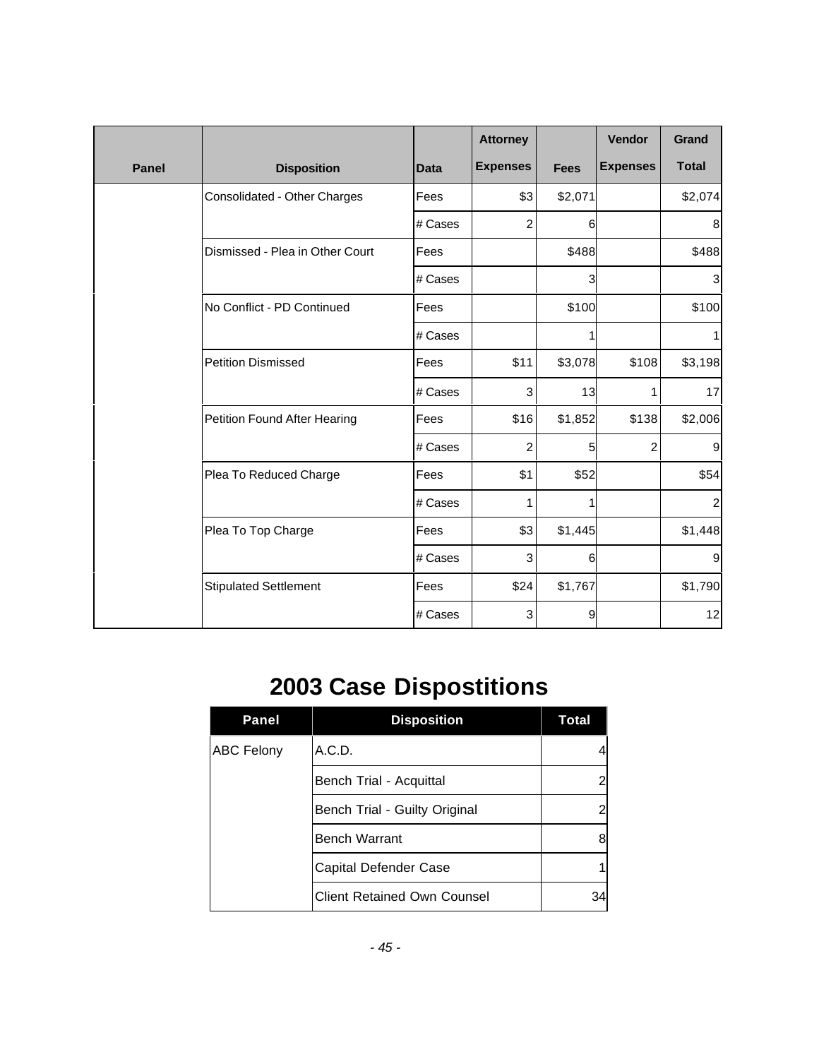| Panel | Disposition | Data | Attorney Expenses | Fees | Vendor Expenses | Grand Total |
|---|---|---|---|---|---|---|
| | Consolidated - Other Charges | Fees | $3 | $2,071 | | $2,074 |
| | | # Cases | 2 | 6 | | 8 |
| | Dismissed - Plea in Other Court | Fees | | $488 | | $488 |
| | | # Cases | | 3 | | 3 |
| | No Conflict - PD Continued | Fees | | $100 | | $100 |
| | | # Cases | | 1 | | 1 |
| | Petition Dismissed | Fees | $11 | $3,078 | $108 | $3,198 |
| | | # Cases | 3 | 13 | 1 | 17 |
| | Petition Found After Hearing | Fees | $16 | $1,852 | $138 | $2,006 |
| | | # Cases | 2 | 5 | 2 | 9 |
| | Plea To Reduced Charge | Fees | $1 | $52 | | $54 |
| | | # Cases | 1 | 1 | | 2 |
| | Plea To Top Charge | Fees | $3 | $1,445 | | $1,448 |
| | | # Cases | 3 | 6 | | 9 |
| | Stipulated Settlement | Fees | $24 | $1,767 | | $1,790 |
| | | # Cases | 3 | 9 | | 12 |

# 2003 Case Dispostitions

| Panel | Disposition | Total |
|---|---|---|
| ABC Felony | A.C.D. | 4 |
| | Bench Trial - Acquittal | 2 |
| | Bench Trial - Guilty Original | 2 |
| | Bench Warrant | 8 |
| | Capital Defender Case | 1 |
| | Client Retained Own Counsel | 34 |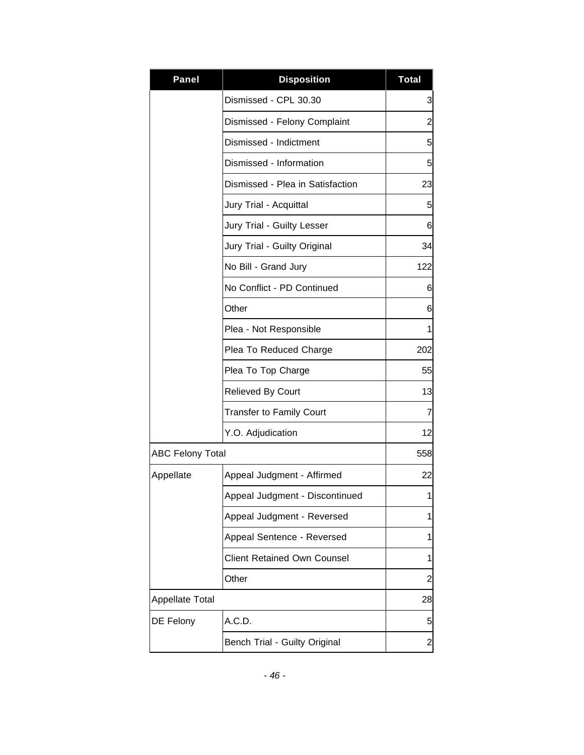| Panel | Disposition | Total |
| --- | --- | --- |
| | Dismissed - CPL 30.30 | 3 |
| | Dismissed - Felony Complaint | 2 |
| | Dismissed - Indictment | 5 |
| | Dismissed - Information | 5 |
| | Dismissed - Plea in Satisfaction | 23 |
| | Jury Trial - Acquittal | 5 |
| | Jury Trial - Guilty Lesser | 6 |
| | Jury Trial - Guilty Original | 34 |
| | No Bill - Grand Jury | 122 |
| | No Conflict - PD Continued | 6 |
| | Other | 6 |
| | Plea - Not Responsible | 1 |
| | Plea To Reduced Charge | 202 |
| | Plea To Top Charge | 55 |
| | Relieved By Court | 13 |
| | Transfer to Family Court | 7 |
| | Y.O. Adjudication | 12 |
| ABC Felony Total | | 558 |
| Appellate | Appeal Judgment - Affirmed | 22 |
| | Appeal Judgment - Discontinued | 1 |
| | Appeal Judgment - Reversed | 1 |
| | Appeal Sentence - Reversed | 1 |
| | Client Retained Own Counsel | 1 |
| | Other | 2 |
| Appellate Total | | 28 |
| DE Felony | A.C.D. | 5 |
| | Bench Trial - Guilty Original | 2 |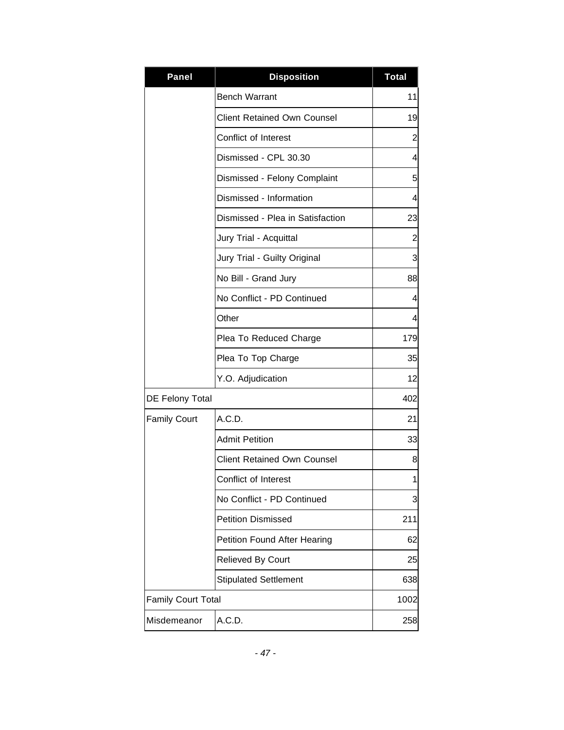| Panel | Disposition | Total |
|---|---|---|
| | Bench Warrant | 11 |
| | Client Retained Own Counsel | 19 |
| | Conflict of Interest | 2 |
| | Dismissed - CPL 30.30 | 4 |
| | Dismissed - Felony Complaint | 5 |
| | Dismissed - Information | 4 |
| | Dismissed - Plea in Satisfaction | 23 |
| | Jury Trial - Acquittal | 2 |
| | Jury Trial - Guilty Original | 3 |
| | No Bill - Grand Jury | 88 |
| | No Conflict - PD Continued | 4 |
| | Other | 4 |
| | Plea To Reduced Charge | 179 |
| | Plea To Top Charge | 35 |
| | Y.O. Adjudication | 12 |
| DE Felony Total | | 402 |
| Family Court | A.C.D. | 21 |
| | Admit Petition | 33 |
| | Client Retained Own Counsel | 8 |
| | Conflict of Interest | 1 |
| | No Conflict - PD Continued | 3 |
| | Petition Dismissed | 211 |
| | Petition Found After Hearing | 62 |
| | Relieved By Court | 25 |
| | Stipulated Settlement | 638 |
| Family Court Total | | 1002 |
| Misdemeanor | A.C.D. | 258 |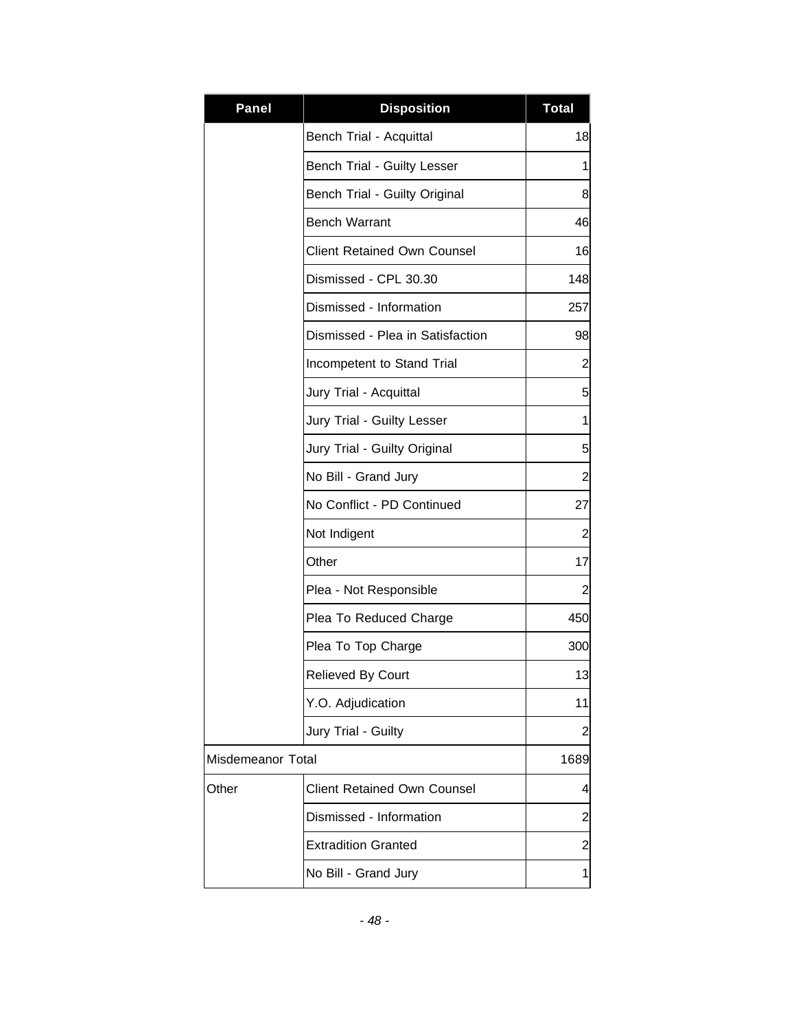| Panel | Disposition | Total |
|---|---|---|
| | Bench Trial - Acquittal | 18 |
| | Bench Trial - Guilty Lesser | 1 |
| | Bench Trial - Guilty Original | 8 |
| | Bench Warrant | 46 |
| | Client Retained Own Counsel | 16 |
| | Dismissed - CPL 30.30 | 148 |
| | Dismissed - Information | 257 |
| | Dismissed - Plea in Satisfaction | 98 |
| | Incompetent to Stand Trial | 2 |
| | Jury Trial - Acquittal | 5 |
| | Jury Trial - Guilty Lesser | 1 |
| | Jury Trial - Guilty Original | 5 |
| | No Bill - Grand Jury | 2 |
| | No Conflict - PD Continued | 27 |
| | Not Indigent | 2 |
| | Other | 17 |
| | Plea - Not Responsible | 2 |
| | Plea To Reduced Charge | 450 |
| | Plea To Top Charge | 300 |
| | Relieved By Court | 13 |
| | Y.O. Adjudication | 11 |
| | Jury Trial - Guilty | 2 |
| Misdemeanor Total | | 1689 |
| Other | Client Retained Own Counsel | 4 |
| | Dismissed - Information | 2 |
| | Extradition Granted | 2 |
| | No Bill - Grand Jury | 1 |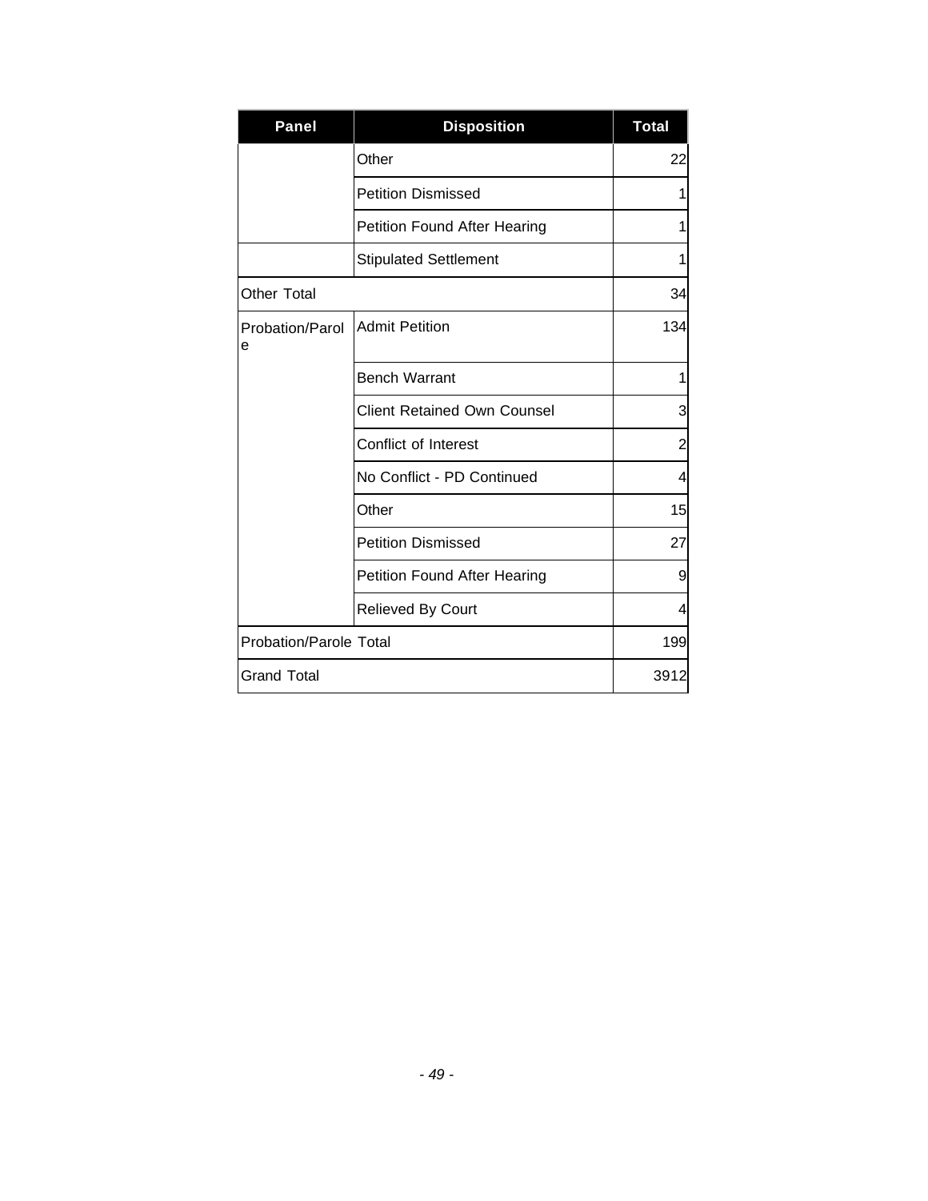| Panel | Disposition | Total |
|---|---|---|
| | Other | 22 |
| | Petition Dismissed | 1 |
| | Petition Found After Hearing | 1 |
| | Stipulated Settlement | 1 |
| Other Total | | 34 |
| Probation/Parole | Admit Petition | 134 |
| | Bench Warrant | 1 |
| | Client Retained Own Counsel | 3 |
| | Conflict of Interest | 2 |
| | No Conflict - PD Continued | 4 |
| | Other | 15 |
| | Petition Dismissed | 27 |
| | Petition Found After Hearing | 9 |
| | Relieved By Court | 4 |
| Probation/Parole Total | | 199 |
| Grand Total | | 3912 |